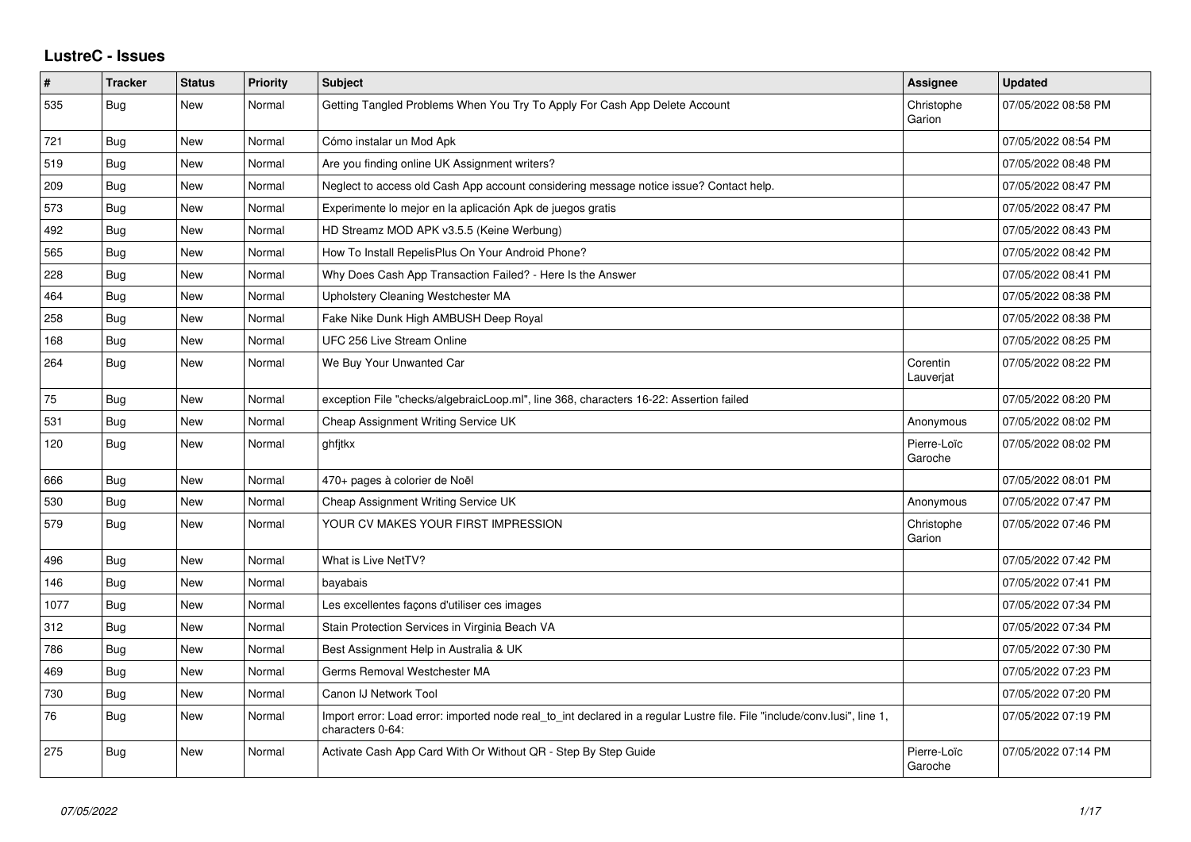## LustreC - Issues

| # | Tracker | Status | Priority | Subject | Assignee | Updated |
|---|---|---|---|---|---|---|
| 535 | Bug | New | Normal | Getting Tangled Problems When You Try To Apply For Cash App Delete Account | Christophe Garion | 07/05/2022 08:58 PM |
| 721 | Bug | New | Normal | Cómo instalar un Mod Apk | | 07/05/2022 08:54 PM |
| 519 | Bug | New | Normal | Are you finding online UK Assignment writers? | | 07/05/2022 08:48 PM |
| 209 | Bug | New | Normal | Neglect to access old Cash App account considering message notice issue? Contact help. | | 07/05/2022 08:47 PM |
| 573 | Bug | New | Normal | Experimente lo mejor en la aplicación Apk de juegos gratis | | 07/05/2022 08:47 PM |
| 492 | Bug | New | Normal | HD Streamz MOD APK v3.5.5 (Keine Werbung) | | 07/05/2022 08:43 PM |
| 565 | Bug | New | Normal | How To Install RepelisPlus On Your Android Phone? | | 07/05/2022 08:42 PM |
| 228 | Bug | New | Normal | Why Does Cash App Transaction Failed? - Here Is the Answer | | 07/05/2022 08:41 PM |
| 464 | Bug | New | Normal | Upholstery Cleaning Westchester MA | | 07/05/2022 08:38 PM |
| 258 | Bug | New | Normal | Fake Nike Dunk High AMBUSH Deep Royal | | 07/05/2022 08:38 PM |
| 168 | Bug | New | Normal | UFC 256 Live Stream Online | | 07/05/2022 08:25 PM |
| 264 | Bug | New | Normal | We Buy Your Unwanted Car | Corentin Lauverjat | 07/05/2022 08:22 PM |
| 75 | Bug | New | Normal | exception File "checks/algebraicLoop.ml", line 368, characters 16-22: Assertion failed | | 07/05/2022 08:20 PM |
| 531 | Bug | New | Normal | Cheap Assignment Writing Service UK | Anonymous | 07/05/2022 08:02 PM |
| 120 | Bug | New | Normal | ghfjtkx | Pierre-Loïc Garoche | 07/05/2022 08:02 PM |
| 666 | Bug | New | Normal | 470+ pages à colorier de Noël | | 07/05/2022 08:01 PM |
| 530 | Bug | New | Normal | Cheap Assignment Writing Service UK | Anonymous | 07/05/2022 07:47 PM |
| 579 | Bug | New | Normal | YOUR CV MAKES YOUR FIRST IMPRESSION | Christophe Garion | 07/05/2022 07:46 PM |
| 496 | Bug | New | Normal | What is Live NetTV? | | 07/05/2022 07:42 PM |
| 146 | Bug | New | Normal | bayabais | | 07/05/2022 07:41 PM |
| 1077 | Bug | New | Normal | Les excellentes façons d'utiliser ces images | | 07/05/2022 07:34 PM |
| 312 | Bug | New | Normal | Stain Protection Services in Virginia Beach VA | | 07/05/2022 07:34 PM |
| 786 | Bug | New | Normal | Best Assignment Help in Australia & UK | | 07/05/2022 07:30 PM |
| 469 | Bug | New | Normal | Germs Removal Westchester MA | | 07/05/2022 07:23 PM |
| 730 | Bug | New | Normal | Canon IJ Network Tool | | 07/05/2022 07:20 PM |
| 76 | Bug | New | Normal | Import error: Load error: imported node real_to_int declared in a regular Lustre file. File "include/conv.lusi", line 1, characters 0-64: | | 07/05/2022 07:19 PM |
| 275 | Bug | New | Normal | Activate Cash App Card With Or Without QR - Step By Step Guide | Pierre-Loïc Garoche | 07/05/2022 07:14 PM |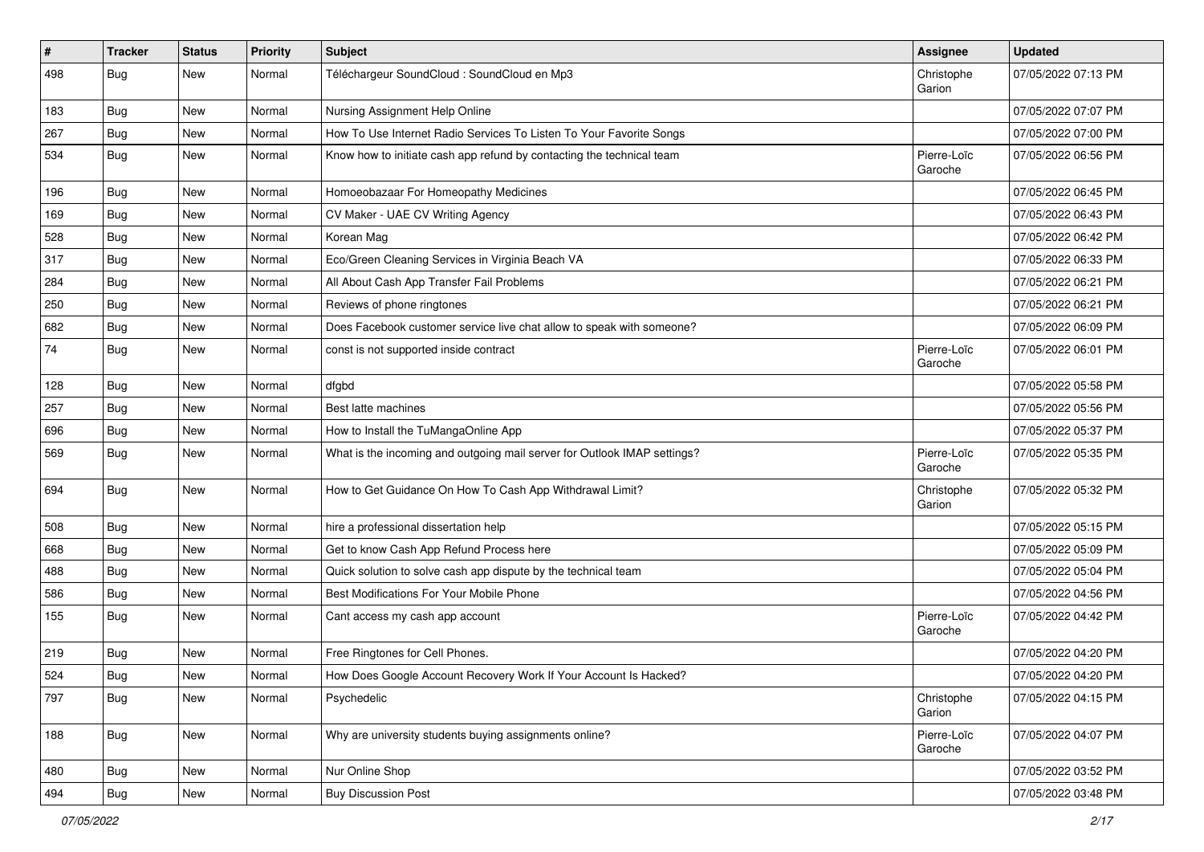| # | Tracker | Status | Priority | Subject | Assignee | Updated |
|---|---|---|---|---|---|---|
| 498 | Bug | New | Normal | Téléchargeur SoundCloud : SoundCloud en Mp3 | Christophe Garion | 07/05/2022 07:13 PM |
| 183 | Bug | New | Normal | Nursing Assignment Help Online | | 07/05/2022 07:07 PM |
| 267 | Bug | New | Normal | How To Use Internet Radio Services To Listen To Your Favorite Songs | | 07/05/2022 07:00 PM |
| 534 | Bug | New | Normal | Know how to initiate cash app refund by contacting the technical team | Pierre-Loïc Garoche | 07/05/2022 06:56 PM |
| 196 | Bug | New | Normal | Homoeobazaar For Homeopathy Medicines | | 07/05/2022 06:45 PM |
| 169 | Bug | New | Normal | CV Maker - UAE CV Writing Agency | | 07/05/2022 06:43 PM |
| 528 | Bug | New | Normal | Korean Mag | | 07/05/2022 06:42 PM |
| 317 | Bug | New | Normal | Eco/Green Cleaning Services in Virginia Beach VA | | 07/05/2022 06:33 PM |
| 284 | Bug | New | Normal | All About Cash App Transfer Fail Problems | | 07/05/2022 06:21 PM |
| 250 | Bug | New | Normal | Reviews of phone ringtones | | 07/05/2022 06:21 PM |
| 682 | Bug | New | Normal | Does Facebook customer service live chat allow to speak with someone? | | 07/05/2022 06:09 PM |
| 74 | Bug | New | Normal | const is not supported inside contract | Pierre-Loïc Garoche | 07/05/2022 06:01 PM |
| 128 | Bug | New | Normal | dfgbd | | 07/05/2022 05:58 PM |
| 257 | Bug | New | Normal | Best latte machines | | 07/05/2022 05:56 PM |
| 696 | Bug | New | Normal | How to Install the TuMangaOnline App | | 07/05/2022 05:37 PM |
| 569 | Bug | New | Normal | What is the incoming and outgoing mail server for Outlook IMAP settings? | Pierre-Loïc Garoche | 07/05/2022 05:35 PM |
| 694 | Bug | New | Normal | How to Get Guidance On How To Cash App Withdrawal Limit? | Christophe Garion | 07/05/2022 05:32 PM |
| 508 | Bug | New | Normal | hire a professional dissertation help | | 07/05/2022 05:15 PM |
| 668 | Bug | New | Normal | Get to know Cash App Refund Process here | | 07/05/2022 05:09 PM |
| 488 | Bug | New | Normal | Quick solution to solve cash app dispute by the technical team | | 07/05/2022 05:04 PM |
| 586 | Bug | New | Normal | Best Modifications For Your Mobile Phone | | 07/05/2022 04:56 PM |
| 155 | Bug | New | Normal | Cant access my cash app account | Pierre-Loïc Garoche | 07/05/2022 04:42 PM |
| 219 | Bug | New | Normal | Free Ringtones for Cell Phones. | | 07/05/2022 04:20 PM |
| 524 | Bug | New | Normal | How Does Google Account Recovery Work If Your Account Is Hacked? | | 07/05/2022 04:20 PM |
| 797 | Bug | New | Normal | Psychedelic | Christophe Garion | 07/05/2022 04:15 PM |
| 188 | Bug | New | Normal | Why are university students buying assignments online? | Pierre-Loïc Garoche | 07/05/2022 04:07 PM |
| 480 | Bug | New | Normal | Nur Online Shop | | 07/05/2022 03:52 PM |
| 494 | Bug | New | Normal | Buy Discussion Post | | 07/05/2022 03:48 PM |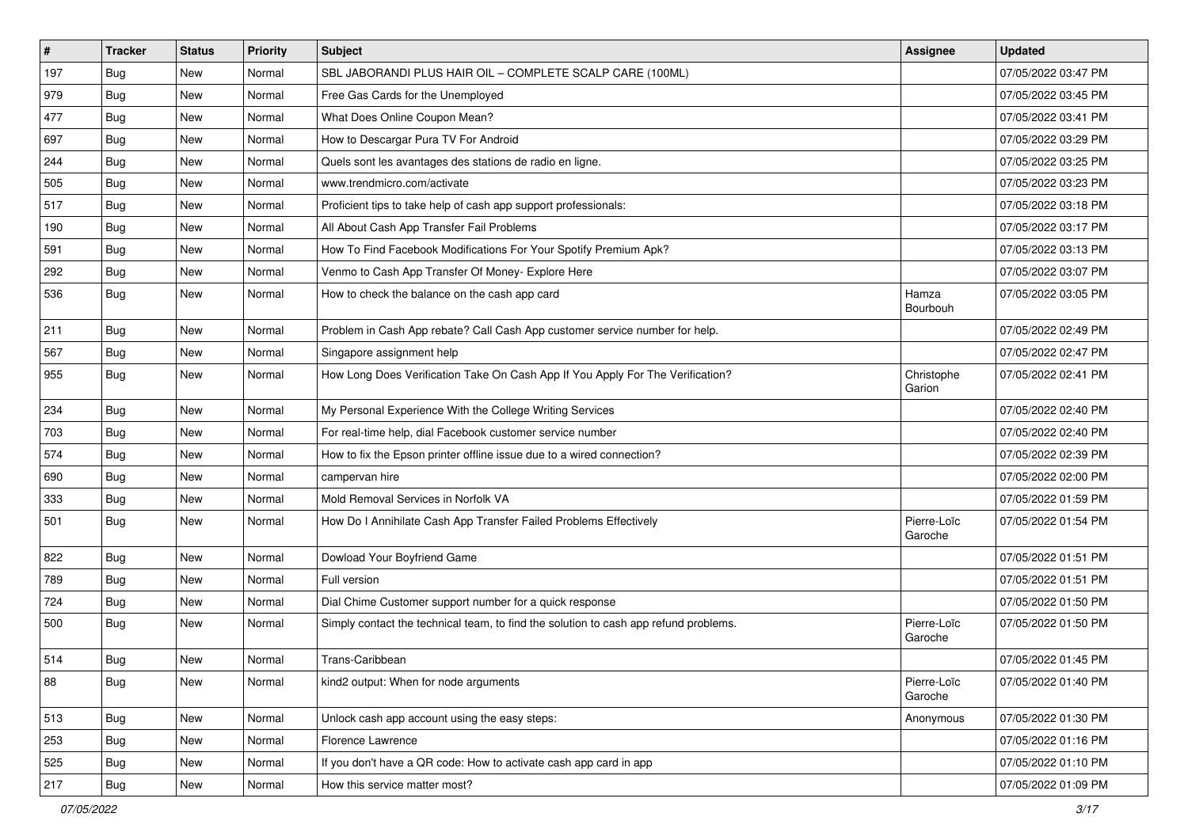| # | Tracker | Status | Priority | Subject | Assignee | Updated |
|---|---|---|---|---|---|---|
| 197 | Bug | New | Normal | SBL JABORANDI PLUS HAIR OIL – COMPLETE SCALP CARE (100ML) | | 07/05/2022 03:47 PM |
| 979 | Bug | New | Normal | Free Gas Cards for the Unemployed | | 07/05/2022 03:45 PM |
| 477 | Bug | New | Normal | What Does Online Coupon Mean? | | 07/05/2022 03:41 PM |
| 697 | Bug | New | Normal | How to Descargar Pura TV For Android | | 07/05/2022 03:29 PM |
| 244 | Bug | New | Normal | Quels sont les avantages des stations de radio en ligne. | | 07/05/2022 03:25 PM |
| 505 | Bug | New | Normal | www.trendmicro.com/activate | | 07/05/2022 03:23 PM |
| 517 | Bug | New | Normal | Proficient tips to take help of cash app support professionals: | | 07/05/2022 03:18 PM |
| 190 | Bug | New | Normal | All About Cash App Transfer Fail Problems | | 07/05/2022 03:17 PM |
| 591 | Bug | New | Normal | How To Find Facebook Modifications For Your Spotify Premium Apk? | | 07/05/2022 03:13 PM |
| 292 | Bug | New | Normal | Venmo to Cash App Transfer Of Money- Explore Here | | 07/05/2022 03:07 PM |
| 536 | Bug | New | Normal | How to check the balance on the cash app card | Hamza Bourbouh | 07/05/2022 03:05 PM |
| 211 | Bug | New | Normal | Problem in Cash App rebate? Call Cash App customer service number for help. | | 07/05/2022 02:49 PM |
| 567 | Bug | New | Normal | Singapore assignment help | | 07/05/2022 02:47 PM |
| 955 | Bug | New | Normal | How Long Does Verification Take On Cash App If You Apply For The Verification? | Christophe Garion | 07/05/2022 02:41 PM |
| 234 | Bug | New | Normal | My Personal Experience With the College Writing Services | | 07/05/2022 02:40 PM |
| 703 | Bug | New | Normal | For real-time help, dial Facebook customer service number | | 07/05/2022 02:40 PM |
| 574 | Bug | New | Normal | How to fix the Epson printer offline issue due to a wired connection? | | 07/05/2022 02:39 PM |
| 690 | Bug | New | Normal | campervan hire | | 07/05/2022 02:00 PM |
| 333 | Bug | New | Normal | Mold Removal Services in Norfolk VA | | 07/05/2022 01:59 PM |
| 501 | Bug | New | Normal | How Do I Annihilate Cash App Transfer Failed Problems Effectively | Pierre-Loïc Garoche | 07/05/2022 01:54 PM |
| 822 | Bug | New | Normal | Dowload Your Boyfriend Game | | 07/05/2022 01:51 PM |
| 789 | Bug | New | Normal | Full version | | 07/05/2022 01:51 PM |
| 724 | Bug | New | Normal | Dial Chime Customer support number for a quick response | | 07/05/2022 01:50 PM |
| 500 | Bug | New | Normal | Simply contact the technical team, to find the solution to cash app refund problems. | Pierre-Loïc Garoche | 07/05/2022 01:50 PM |
| 514 | Bug | New | Normal | Trans-Caribbean | | 07/05/2022 01:45 PM |
| 88 | Bug | New | Normal | kind2 output: When for node arguments | Pierre-Loïc Garoche | 07/05/2022 01:40 PM |
| 513 | Bug | New | Normal | Unlock cash app account using the easy steps: | Anonymous | 07/05/2022 01:30 PM |
| 253 | Bug | New | Normal | Florence Lawrence | | 07/05/2022 01:16 PM |
| 525 | Bug | New | Normal | If you don't have a QR code: How to activate cash app card in app | | 07/05/2022 01:10 PM |
| 217 | Bug | New | Normal | How this service matter most? | | 07/05/2022 01:09 PM |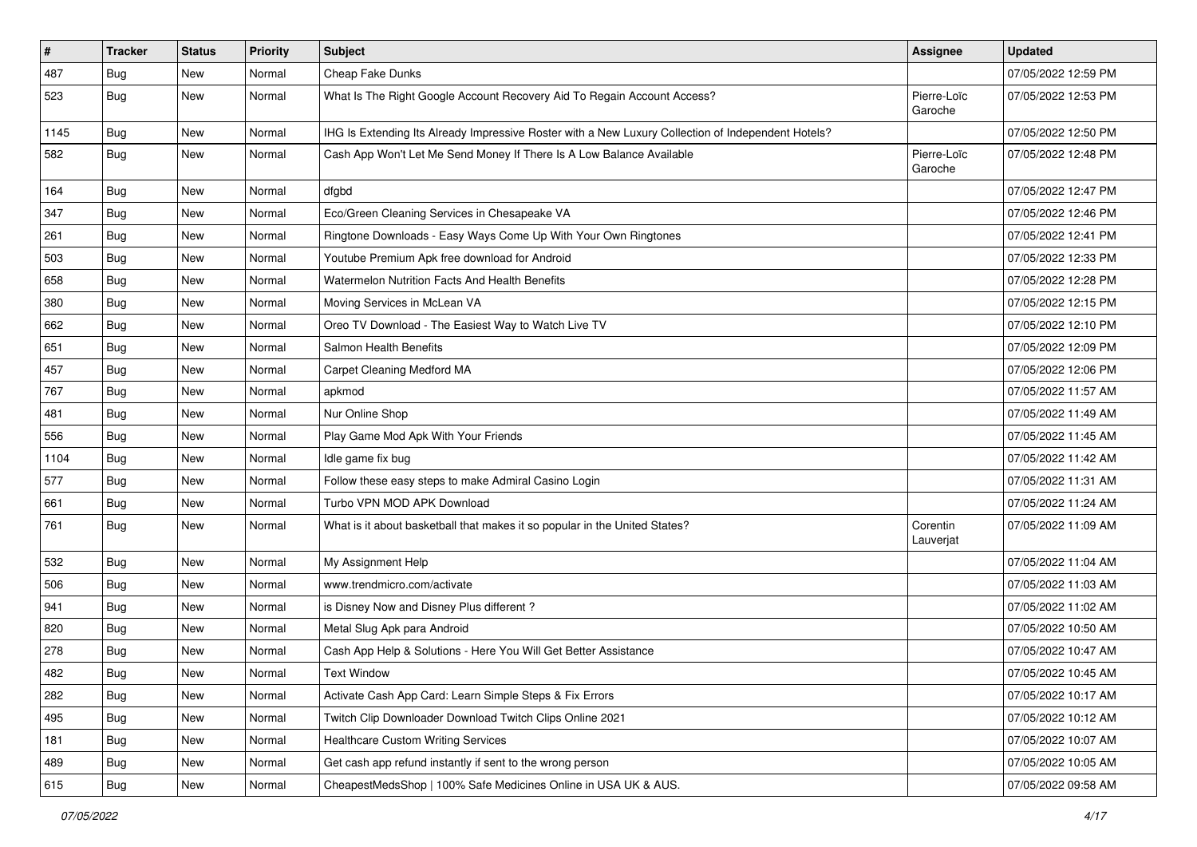| # | Tracker | Status | Priority | Subject | Assignee | Updated |
|---|---|---|---|---|---|---|
| 487 | Bug | New | Normal | Cheap Fake Dunks | | 07/05/2022 12:59 PM |
| 523 | Bug | New | Normal | What Is The Right Google Account Recovery Aid To Regain Account Access? | Pierre-Loïc Garoche | 07/05/2022 12:53 PM |
| 1145 | Bug | New | Normal | IHG Is Extending Its Already Impressive Roster with a New Luxury Collection of Independent Hotels? | | 07/05/2022 12:50 PM |
| 582 | Bug | New | Normal | Cash App Won't Let Me Send Money If There Is A Low Balance Available | Pierre-Loïc Garoche | 07/05/2022 12:48 PM |
| 164 | Bug | New | Normal | dfgbd | | 07/05/2022 12:47 PM |
| 347 | Bug | New | Normal | Eco/Green Cleaning Services in Chesapeake VA | | 07/05/2022 12:46 PM |
| 261 | Bug | New | Normal | Ringtone Downloads - Easy Ways Come Up With Your Own Ringtones | | 07/05/2022 12:41 PM |
| 503 | Bug | New | Normal | Youtube Premium Apk free download for Android | | 07/05/2022 12:33 PM |
| 658 | Bug | New | Normal | Watermelon Nutrition Facts And Health Benefits | | 07/05/2022 12:28 PM |
| 380 | Bug | New | Normal | Moving Services in McLean VA | | 07/05/2022 12:15 PM |
| 662 | Bug | New | Normal | Oreo TV Download - The Easiest Way to Watch Live TV | | 07/05/2022 12:10 PM |
| 651 | Bug | New | Normal | Salmon Health Benefits | | 07/05/2022 12:09 PM |
| 457 | Bug | New | Normal | Carpet Cleaning Medford MA | | 07/05/2022 12:06 PM |
| 767 | Bug | New | Normal | apkmod | | 07/05/2022 11:57 AM |
| 481 | Bug | New | Normal | Nur Online Shop | | 07/05/2022 11:49 AM |
| 556 | Bug | New | Normal | Play Game Mod Apk With Your Friends | | 07/05/2022 11:45 AM |
| 1104 | Bug | New | Normal | Idle game fix bug | | 07/05/2022 11:42 AM |
| 577 | Bug | New | Normal | Follow these easy steps to make Admiral Casino Login | | 07/05/2022 11:31 AM |
| 661 | Bug | New | Normal | Turbo VPN MOD APK Download | | 07/05/2022 11:24 AM |
| 761 | Bug | New | Normal | What is it about basketball that makes it so popular in the United States? | Corentin Lauverjat | 07/05/2022 11:09 AM |
| 532 | Bug | New | Normal | My Assignment Help | | 07/05/2022 11:04 AM |
| 506 | Bug | New | Normal | www.trendmicro.com/activate | | 07/05/2022 11:03 AM |
| 941 | Bug | New | Normal | is Disney Now and Disney Plus different ? | | 07/05/2022 11:02 AM |
| 820 | Bug | New | Normal | Metal Slug Apk para Android | | 07/05/2022 10:50 AM |
| 278 | Bug | New | Normal | Cash App Help & Solutions - Here You Will Get Better Assistance | | 07/05/2022 10:47 AM |
| 482 | Bug | New | Normal | Text Window | | 07/05/2022 10:45 AM |
| 282 | Bug | New | Normal | Activate Cash App Card: Learn Simple Steps & Fix Errors | | 07/05/2022 10:17 AM |
| 495 | Bug | New | Normal | Twitch Clip Downloader Download Twitch Clips Online 2021 | | 07/05/2022 10:12 AM |
| 181 | Bug | New | Normal | Healthcare Custom Writing Services | | 07/05/2022 10:07 AM |
| 489 | Bug | New | Normal | Get cash app refund instantly if sent to the wrong person | | 07/05/2022 10:05 AM |
| 615 | Bug | New | Normal | CheapestMedsShop \| 100% Safe Medicines Online in USA UK & AUS. | | 07/05/2022 09:58 AM |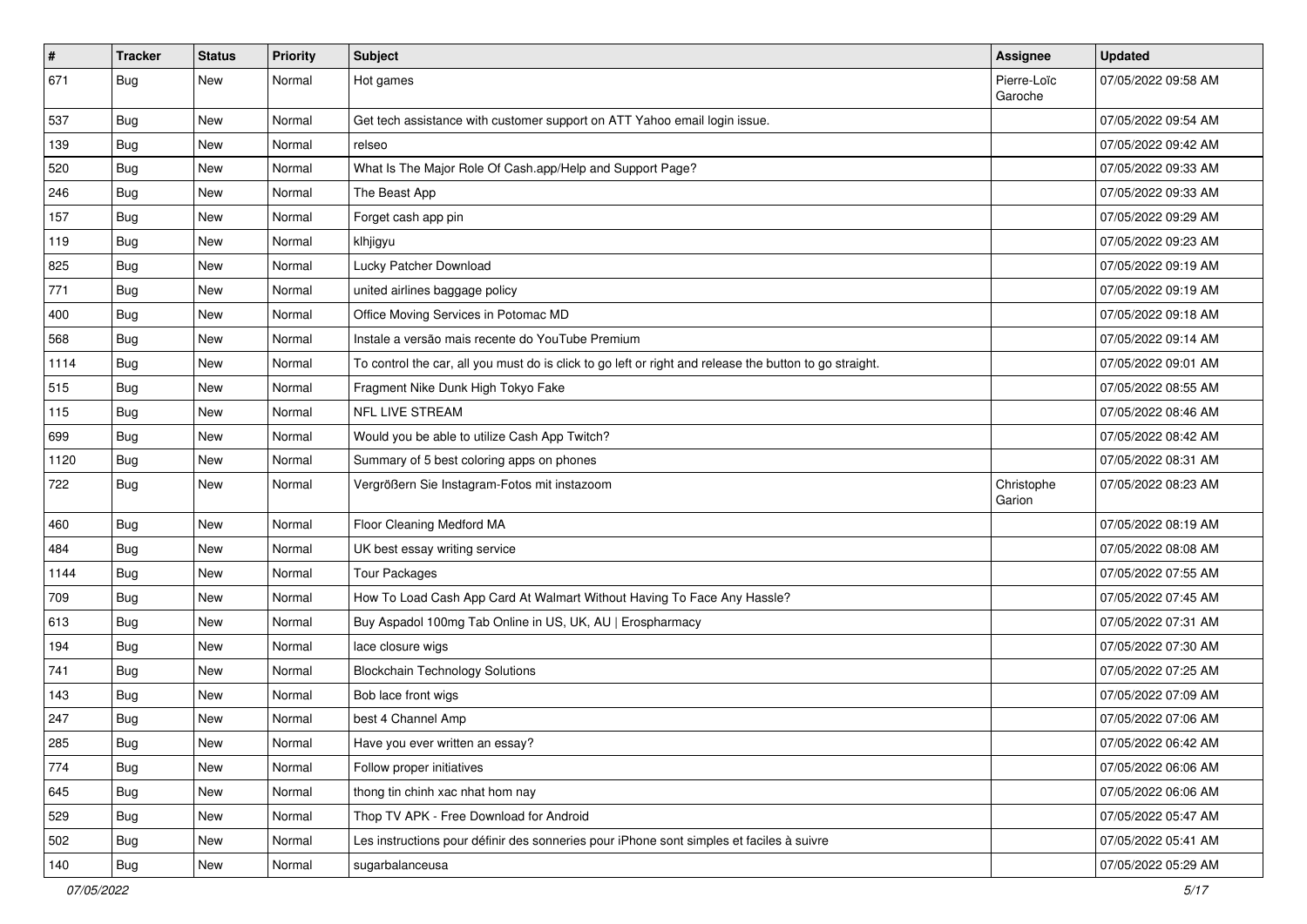| # | Tracker | Status | Priority | Subject | Assignee | Updated |
|---|---|---|---|---|---|---|
| 671 | Bug | New | Normal | Hot games | Pierre-Loïc Garoche | 07/05/2022 09:58 AM |
| 537 | Bug | New | Normal | Get tech assistance with customer support on ATT Yahoo email login issue. | | 07/05/2022 09:54 AM |
| 139 | Bug | New | Normal | relseo | | 07/05/2022 09:42 AM |
| 520 | Bug | New | Normal | What Is The Major Role Of Cash.app/Help and Support Page? | | 07/05/2022 09:33 AM |
| 246 | Bug | New | Normal | The Beast App | | 07/05/2022 09:33 AM |
| 157 | Bug | New | Normal | Forget cash app pin | | 07/05/2022 09:29 AM |
| 119 | Bug | New | Normal | klhjigyu | | 07/05/2022 09:23 AM |
| 825 | Bug | New | Normal | Lucky Patcher Download | | 07/05/2022 09:19 AM |
| 771 | Bug | New | Normal | united airlines baggage policy | | 07/05/2022 09:19 AM |
| 400 | Bug | New | Normal | Office Moving Services in Potomac MD | | 07/05/2022 09:18 AM |
| 568 | Bug | New | Normal | Instale a versão mais recente do YouTube Premium | | 07/05/2022 09:14 AM |
| 1114 | Bug | New | Normal | To control the car, all you must do is click to go left or right and release the button to go straight. | | 07/05/2022 09:01 AM |
| 515 | Bug | New | Normal | Fragment Nike Dunk High Tokyo Fake | | 07/05/2022 08:55 AM |
| 115 | Bug | New | Normal | NFL LIVE STREAM | | 07/05/2022 08:46 AM |
| 699 | Bug | New | Normal | Would you be able to utilize Cash App Twitch? | | 07/05/2022 08:42 AM |
| 1120 | Bug | New | Normal | Summary of 5 best coloring apps on phones | | 07/05/2022 08:31 AM |
| 722 | Bug | New | Normal | Vergrößern Sie Instagram-Fotos mit instazoom | Christophe Garion | 07/05/2022 08:23 AM |
| 460 | Bug | New | Normal | Floor Cleaning Medford MA | | 07/05/2022 08:19 AM |
| 484 | Bug | New | Normal | UK best essay writing service | | 07/05/2022 08:08 AM |
| 1144 | Bug | New | Normal | Tour Packages | | 07/05/2022 07:55 AM |
| 709 | Bug | New | Normal | How To Load Cash App Card At Walmart Without Having To Face Any Hassle? | | 07/05/2022 07:45 AM |
| 613 | Bug | New | Normal | Buy Aspadol 100mg Tab Online in US, UK, AU \| Erospharmacy | | 07/05/2022 07:31 AM |
| 194 | Bug | New | Normal | lace closure wigs | | 07/05/2022 07:30 AM |
| 741 | Bug | New | Normal | Blockchain Technology Solutions | | 07/05/2022 07:25 AM |
| 143 | Bug | New | Normal | Bob lace front wigs | | 07/05/2022 07:09 AM |
| 247 | Bug | New | Normal | best 4 Channel Amp | | 07/05/2022 07:06 AM |
| 285 | Bug | New | Normal | Have you ever written an essay? | | 07/05/2022 06:42 AM |
| 774 | Bug | New | Normal | Follow proper initiatives | | 07/05/2022 06:06 AM |
| 645 | Bug | New | Normal | thong tin chinh xac nhat hom nay | | 07/05/2022 06:06 AM |
| 529 | Bug | New | Normal | Thop TV APK - Free Download for Android | | 07/05/2022 05:47 AM |
| 502 | Bug | New | Normal | Les instructions pour définir des sonneries pour iPhone sont simples et faciles à suivre | | 07/05/2022 05:41 AM |
| 140 | Bug | New | Normal | sugarbalanceusa | | 07/05/2022 05:29 AM |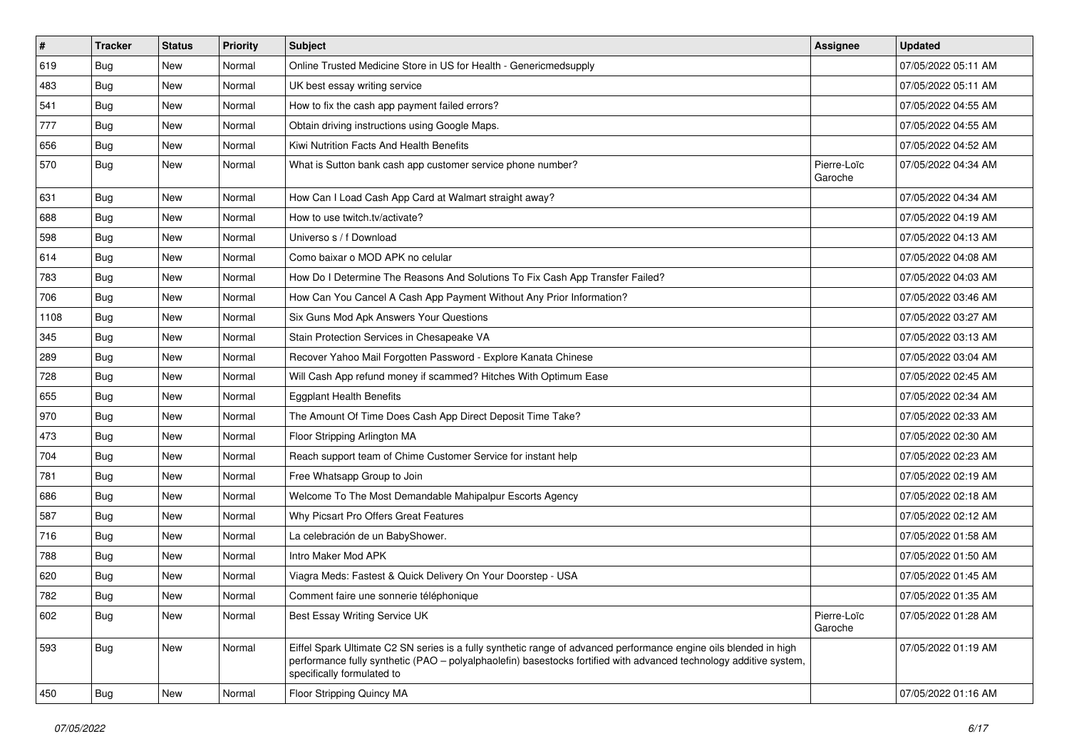| # | Tracker | Status | Priority | Subject | Assignee | Updated |
|---|---|---|---|---|---|---|
| 619 | Bug | New | Normal | Online Trusted Medicine Store in US for Health - Genericmedsupply | | 07/05/2022 05:11 AM |
| 483 | Bug | New | Normal | UK best essay writing service | | 07/05/2022 05:11 AM |
| 541 | Bug | New | Normal | How to fix the cash app payment failed errors? | | 07/05/2022 04:55 AM |
| 777 | Bug | New | Normal | Obtain driving instructions using Google Maps. | | 07/05/2022 04:55 AM |
| 656 | Bug | New | Normal | Kiwi Nutrition Facts And Health Benefits | | 07/05/2022 04:52 AM |
| 570 | Bug | New | Normal | What is Sutton bank cash app customer service phone number? | Pierre-Loïc Garoche | 07/05/2022 04:34 AM |
| 631 | Bug | New | Normal | How Can I Load Cash App Card at Walmart straight away? | | 07/05/2022 04:34 AM |
| 688 | Bug | New | Normal | How to use twitch.tv/activate? | | 07/05/2022 04:19 AM |
| 598 | Bug | New | Normal | Universo s / f Download | | 07/05/2022 04:13 AM |
| 614 | Bug | New | Normal | Como baixar o MOD APK no celular | | 07/05/2022 04:08 AM |
| 783 | Bug | New | Normal | How Do I Determine The Reasons And Solutions To Fix Cash App Transfer Failed? | | 07/05/2022 04:03 AM |
| 706 | Bug | New | Normal | How Can You Cancel A Cash App Payment Without Any Prior Information? | | 07/05/2022 03:46 AM |
| 1108 | Bug | New | Normal | Six Guns Mod Apk Answers Your Questions | | 07/05/2022 03:27 AM |
| 345 | Bug | New | Normal | Stain Protection Services in Chesapeake VA | | 07/05/2022 03:13 AM |
| 289 | Bug | New | Normal | Recover Yahoo Mail Forgotten Password - Explore Kanata Chinese | | 07/05/2022 03:04 AM |
| 728 | Bug | New | Normal | Will Cash App refund money if scammed? Hitches With Optimum Ease | | 07/05/2022 02:45 AM |
| 655 | Bug | New | Normal | Eggplant Health Benefits | | 07/05/2022 02:34 AM |
| 970 | Bug | New | Normal | The Amount Of Time Does Cash App Direct Deposit Time Take? | | 07/05/2022 02:33 AM |
| 473 | Bug | New | Normal | Floor Stripping Arlington MA | | 07/05/2022 02:30 AM |
| 704 | Bug | New | Normal | Reach support team of Chime Customer Service for instant help | | 07/05/2022 02:23 AM |
| 781 | Bug | New | Normal | Free Whatsapp Group to Join | | 07/05/2022 02:19 AM |
| 686 | Bug | New | Normal | Welcome To The Most Demandable Mahipalpur Escorts Agency | | 07/05/2022 02:18 AM |
| 587 | Bug | New | Normal | Why Picsart Pro Offers Great Features | | 07/05/2022 02:12 AM |
| 716 | Bug | New | Normal | La celebración de un BabyShower. | | 07/05/2022 01:58 AM |
| 788 | Bug | New | Normal | Intro Maker Mod APK | | 07/05/2022 01:50 AM |
| 620 | Bug | New | Normal | Viagra Meds: Fastest & Quick Delivery On Your Doorstep - USA | | 07/05/2022 01:45 AM |
| 782 | Bug | New | Normal | Comment faire une sonnerie téléphonique | | 07/05/2022 01:35 AM |
| 602 | Bug | New | Normal | Best Essay Writing Service UK | Pierre-Loïc Garoche | 07/05/2022 01:28 AM |
| 593 | Bug | New | Normal | Eiffel Spark Ultimate C2 SN series is a fully synthetic range of advanced performance engine oils blended in high performance fully synthetic (PAO – polyalphaolefin) basestocks fortified with advanced technology additive system, specifically formulated to | | 07/05/2022 01:19 AM |
| 450 | Bug | New | Normal | Floor Stripping Quincy MA | | 07/05/2022 01:16 AM |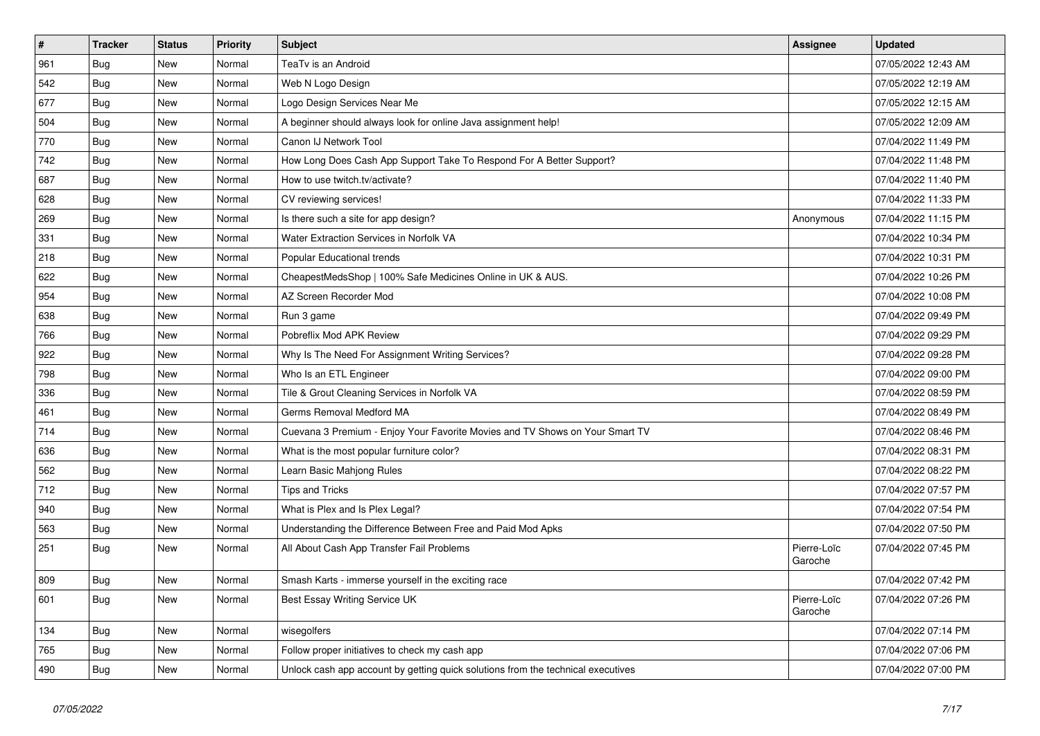| # | Tracker | Status | Priority | Subject | Assignee | Updated |
|---|---|---|---|---|---|---|
| 961 | Bug | New | Normal | TeaTv is an Android | | 07/05/2022 12:43 AM |
| 542 | Bug | New | Normal | Web N Logo Design | | 07/05/2022 12:19 AM |
| 677 | Bug | New | Normal | Logo Design Services Near Me | | 07/05/2022 12:15 AM |
| 504 | Bug | New | Normal | A beginner should always look for online Java assignment help! | | 07/05/2022 12:09 AM |
| 770 | Bug | New | Normal | Canon IJ Network Tool | | 07/04/2022 11:49 PM |
| 742 | Bug | New | Normal | How Long Does Cash App Support Take To Respond For A Better Support? | | 07/04/2022 11:48 PM |
| 687 | Bug | New | Normal | How to use twitch.tv/activate? | | 07/04/2022 11:40 PM |
| 628 | Bug | New | Normal | CV reviewing services! | | 07/04/2022 11:33 PM |
| 269 | Bug | New | Normal | Is there such a site for app design? | Anonymous | 07/04/2022 11:15 PM |
| 331 | Bug | New | Normal | Water Extraction Services in Norfolk VA | | 07/04/2022 10:34 PM |
| 218 | Bug | New | Normal | Popular Educational trends | | 07/04/2022 10:31 PM |
| 622 | Bug | New | Normal | CheapestMedsShop \| 100% Safe Medicines Online in UK & AUS. | | 07/04/2022 10:26 PM |
| 954 | Bug | New | Normal | AZ Screen Recorder Mod | | 07/04/2022 10:08 PM |
| 638 | Bug | New | Normal | Run 3 game | | 07/04/2022 09:49 PM |
| 766 | Bug | New | Normal | Pobreflix Mod APK Review | | 07/04/2022 09:29 PM |
| 922 | Bug | New | Normal | Why Is The Need For Assignment Writing Services? | | 07/04/2022 09:28 PM |
| 798 | Bug | New | Normal | Who Is an ETL Engineer | | 07/04/2022 09:00 PM |
| 336 | Bug | New | Normal | Tile & Grout Cleaning Services in Norfolk VA | | 07/04/2022 08:59 PM |
| 461 | Bug | New | Normal | Germs Removal Medford MA | | 07/04/2022 08:49 PM |
| 714 | Bug | New | Normal | Cuevana 3 Premium - Enjoy Your Favorite Movies and TV Shows on Your Smart TV | | 07/04/2022 08:46 PM |
| 636 | Bug | New | Normal | What is the most popular furniture color? | | 07/04/2022 08:31 PM |
| 562 | Bug | New | Normal | Learn Basic Mahjong Rules | | 07/04/2022 08:22 PM |
| 712 | Bug | New | Normal | Tips and Tricks | | 07/04/2022 07:57 PM |
| 940 | Bug | New | Normal | What is Plex and Is Plex Legal? | | 07/04/2022 07:54 PM |
| 563 | Bug | New | Normal | Understanding the Difference Between Free and Paid Mod Apks | | 07/04/2022 07:50 PM |
| 251 | Bug | New | Normal | All About Cash App Transfer Fail Problems | Pierre-Loïc Garoche | 07/04/2022 07:45 PM |
| 809 | Bug | New | Normal | Smash Karts - immerse yourself in the exciting race | | 07/04/2022 07:42 PM |
| 601 | Bug | New | Normal | Best Essay Writing Service UK | Pierre-Loïc Garoche | 07/04/2022 07:26 PM |
| 134 | Bug | New | Normal | wisegolfers | | 07/04/2022 07:14 PM |
| 765 | Bug | New | Normal | Follow proper initiatives to check my cash app | | 07/04/2022 07:06 PM |
| 490 | Bug | New | Normal | Unlock cash app account by getting quick solutions from the technical executives | | 07/04/2022 07:00 PM |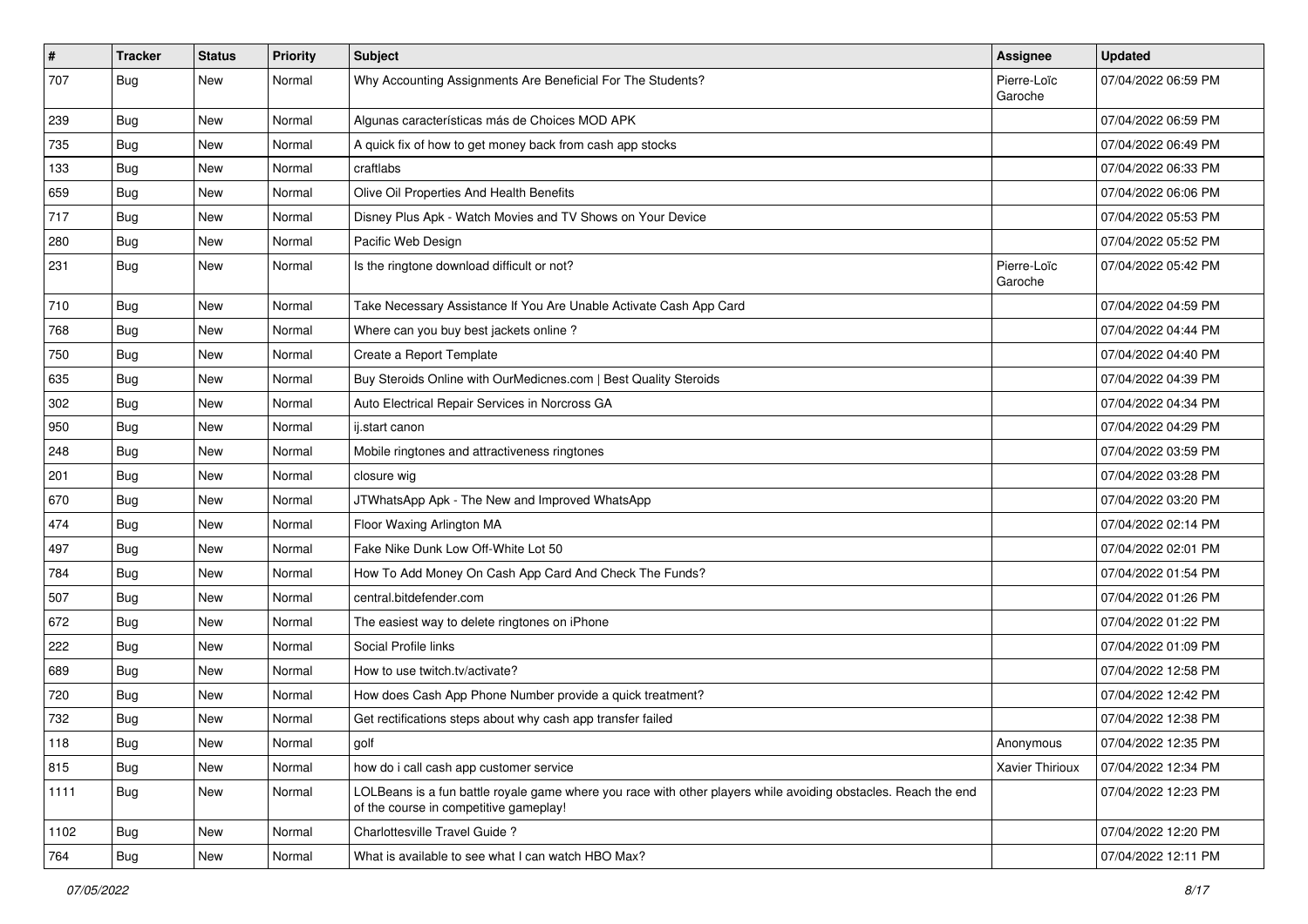| # | Tracker | Status | Priority | Subject | Assignee | Updated |
|---|---|---|---|---|---|---|
| 707 | Bug | New | Normal | Why Accounting Assignments Are Beneficial For The Students? | Pierre-Loïc Garoche | 07/04/2022 06:59 PM |
| 239 | Bug | New | Normal | Algunas características más de Choices MOD APK | | 07/04/2022 06:59 PM |
| 735 | Bug | New | Normal | A quick fix of how to get money back from cash app stocks | | 07/04/2022 06:49 PM |
| 133 | Bug | New | Normal | craftlabs | | 07/04/2022 06:33 PM |
| 659 | Bug | New | Normal | Olive Oil Properties And Health Benefits | | 07/04/2022 06:06 PM |
| 717 | Bug | New | Normal | Disney Plus Apk - Watch Movies and TV Shows on Your Device | | 07/04/2022 05:53 PM |
| 280 | Bug | New | Normal | Pacific Web Design | | 07/04/2022 05:52 PM |
| 231 | Bug | New | Normal | Is the ringtone download difficult or not? | Pierre-Loïc Garoche | 07/04/2022 05:42 PM |
| 710 | Bug | New | Normal | Take Necessary Assistance If You Are Unable Activate Cash App Card | | 07/04/2022 04:59 PM |
| 768 | Bug | New | Normal | Where can you buy best jackets online ? | | 07/04/2022 04:44 PM |
| 750 | Bug | New | Normal | Create a Report Template | | 07/04/2022 04:40 PM |
| 635 | Bug | New | Normal | Buy Steroids Online with OurMedicnes.com \| Best Quality Steroids | | 07/04/2022 04:39 PM |
| 302 | Bug | New | Normal | Auto Electrical Repair Services in Norcross GA | | 07/04/2022 04:34 PM |
| 950 | Bug | New | Normal | ij.start canon | | 07/04/2022 04:29 PM |
| 248 | Bug | New | Normal | Mobile ringtones and attractiveness ringtones | | 07/04/2022 03:59 PM |
| 201 | Bug | New | Normal | closure wig | | 07/04/2022 03:28 PM |
| 670 | Bug | New | Normal | JTWhatsApp Apk - The New and Improved WhatsApp | | 07/04/2022 03:20 PM |
| 474 | Bug | New | Normal | Floor Waxing Arlington MA | | 07/04/2022 02:14 PM |
| 497 | Bug | New | Normal | Fake Nike Dunk Low Off-White Lot 50 | | 07/04/2022 02:01 PM |
| 784 | Bug | New | Normal | How To Add Money On Cash App Card And Check The Funds? | | 07/04/2022 01:54 PM |
| 507 | Bug | New | Normal | central.bitdefender.com | | 07/04/2022 01:26 PM |
| 672 | Bug | New | Normal | The easiest way to delete ringtones on iPhone | | 07/04/2022 01:22 PM |
| 222 | Bug | New | Normal | Social Profile links | | 07/04/2022 01:09 PM |
| 689 | Bug | New | Normal | How to use twitch.tv/activate? | | 07/04/2022 12:58 PM |
| 720 | Bug | New | Normal | How does Cash App Phone Number provide a quick treatment? | | 07/04/2022 12:42 PM |
| 732 | Bug | New | Normal | Get rectifications steps about why cash app transfer failed | | 07/04/2022 12:38 PM |
| 118 | Bug | New | Normal | golf | Anonymous | 07/04/2022 12:35 PM |
| 815 | Bug | New | Normal | how do i call cash app customer service | Xavier Thirioux | 07/04/2022 12:34 PM |
| 1111 | Bug | New | Normal | LOLBeans is a fun battle royale game where you race with other players while avoiding obstacles. Reach the end of the course in competitive gameplay! | | 07/04/2022 12:23 PM |
| 1102 | Bug | New | Normal | Charlottesville Travel Guide ? | | 07/04/2022 12:20 PM |
| 764 | Bug | New | Normal | What is available to see what I can watch HBO Max? | | 07/04/2022 12:11 PM |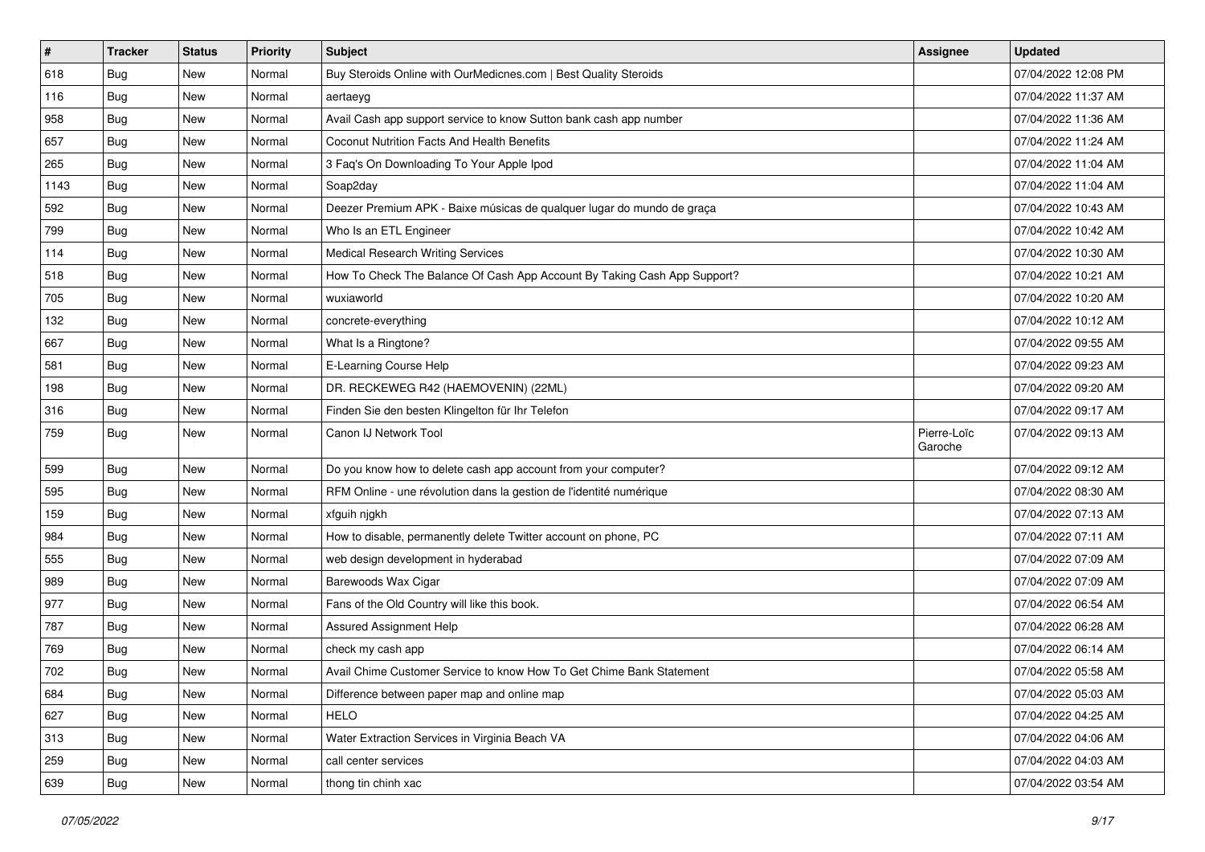| # | Tracker | Status | Priority | Subject | Assignee | Updated |
|---|---|---|---|---|---|---|
| 618 | Bug | New | Normal | Buy Steroids Online with OurMedicnes.com \| Best Quality Steroids | | 07/04/2022 12:08 PM |
| 116 | Bug | New | Normal | aertaeyg | | 07/04/2022 11:37 AM |
| 958 | Bug | New | Normal | Avail Cash app support service to know Sutton bank cash app number | | 07/04/2022 11:36 AM |
| 657 | Bug | New | Normal | Coconut Nutrition Facts And Health Benefits | | 07/04/2022 11:24 AM |
| 265 | Bug | New | Normal | 3 Faq's On Downloading To Your Apple Ipod | | 07/04/2022 11:04 AM |
| 1143 | Bug | New | Normal | Soap2day | | 07/04/2022 11:04 AM |
| 592 | Bug | New | Normal | Deezer Premium APK - Baixe músicas de qualquer lugar do mundo de graça | | 07/04/2022 10:43 AM |
| 799 | Bug | New | Normal | Who Is an ETL Engineer | | 07/04/2022 10:42 AM |
| 114 | Bug | New | Normal | Medical Research Writing Services | | 07/04/2022 10:30 AM |
| 518 | Bug | New | Normal | How To Check The Balance Of Cash App Account By Taking Cash App Support? | | 07/04/2022 10:21 AM |
| 705 | Bug | New | Normal | wuxiaworld | | 07/04/2022 10:20 AM |
| 132 | Bug | New | Normal | concrete-everything | | 07/04/2022 10:12 AM |
| 667 | Bug | New | Normal | What Is a Ringtone? | | 07/04/2022 09:55 AM |
| 581 | Bug | New | Normal | E-Learning Course Help | | 07/04/2022 09:23 AM |
| 198 | Bug | New | Normal | DR. RECKEWEG R42 (HAEMOVENIN) (22ML) | | 07/04/2022 09:20 AM |
| 316 | Bug | New | Normal | Finden Sie den besten Klingelton für Ihr Telefon | | 07/04/2022 09:17 AM |
| 759 | Bug | New | Normal | Canon IJ Network Tool | Pierre-Loïc Garoche | 07/04/2022 09:13 AM |
| 599 | Bug | New | Normal | Do you know how to delete cash app account from your computer? | | 07/04/2022 09:12 AM |
| 595 | Bug | New | Normal | RFM Online - une révolution dans la gestion de l'identité numérique | | 07/04/2022 08:30 AM |
| 159 | Bug | New | Normal | xfguih njgkh | | 07/04/2022 07:13 AM |
| 984 | Bug | New | Normal | How to disable, permanently delete Twitter account on phone, PC | | 07/04/2022 07:11 AM |
| 555 | Bug | New | Normal | web design development in hyderabad | | 07/04/2022 07:09 AM |
| 989 | Bug | New | Normal | Barewoods Wax Cigar | | 07/04/2022 07:09 AM |
| 977 | Bug | New | Normal | Fans of the Old Country will like this book. | | 07/04/2022 06:54 AM |
| 787 | Bug | New | Normal | Assured Assignment Help | | 07/04/2022 06:28 AM |
| 769 | Bug | New | Normal | check my cash app | | 07/04/2022 06:14 AM |
| 702 | Bug | New | Normal | Avail Chime Customer Service to know How To Get Chime Bank Statement | | 07/04/2022 05:58 AM |
| 684 | Bug | New | Normal | Difference between paper map and online map | | 07/04/2022 05:03 AM |
| 627 | Bug | New | Normal | HELO | | 07/04/2022 04:25 AM |
| 313 | Bug | New | Normal | Water Extraction Services in Virginia Beach VA | | 07/04/2022 04:06 AM |
| 259 | Bug | New | Normal | call center services | | 07/04/2022 04:03 AM |
| 639 | Bug | New | Normal | thong tin chinh xac | | 07/04/2022 03:54 AM |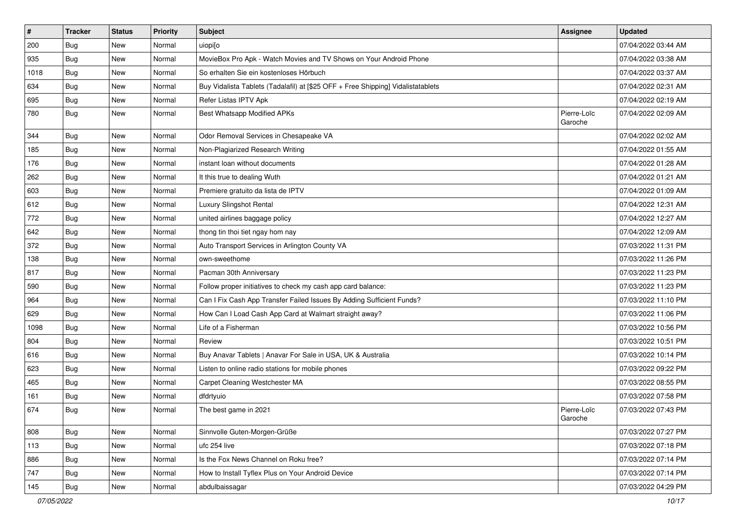| # | Tracker | Status | Priority | Subject | Assignee | Updated |
|---|---|---|---|---|---|---|
| 200 | Bug | New | Normal | uiopi[o | | 07/04/2022 03:44 AM |
| 935 | Bug | New | Normal | MovieBox Pro Apk - Watch Movies and TV Shows on Your Android Phone | | 07/04/2022 03:38 AM |
| 1018 | Bug | New | Normal | So erhalten Sie ein kostenloses Hörbuch | | 07/04/2022 03:37 AM |
| 634 | Bug | New | Normal | Buy Vidalista Tablets (Tadalafil) at [$25 OFF + Free Shipping] Vidalistatablets | | 07/04/2022 02:31 AM |
| 695 | Bug | New | Normal | Refer Listas IPTV Apk | | 07/04/2022 02:19 AM |
| 780 | Bug | New | Normal | Best Whatsapp Modified APKs | Pierre-Loïc Garoche | 07/04/2022 02:09 AM |
| 344 | Bug | New | Normal | Odor Removal Services in Chesapeake VA | | 07/04/2022 02:02 AM |
| 185 | Bug | New | Normal | Non-Plagiarized Research Writing | | 07/04/2022 01:55 AM |
| 176 | Bug | New | Normal | instant loan without documents | | 07/04/2022 01:28 AM |
| 262 | Bug | New | Normal | It this true to dealing Wuth | | 07/04/2022 01:21 AM |
| 603 | Bug | New | Normal | Premiere gratuito da lista de IPTV | | 07/04/2022 01:09 AM |
| 612 | Bug | New | Normal | Luxury Slingshot Rental | | 07/04/2022 12:31 AM |
| 772 | Bug | New | Normal | united airlines baggage policy | | 07/04/2022 12:27 AM |
| 642 | Bug | New | Normal | thong tin thoi tiet ngay hom nay | | 07/04/2022 12:09 AM |
| 372 | Bug | New | Normal | Auto Transport Services in Arlington County VA | | 07/03/2022 11:31 PM |
| 138 | Bug | New | Normal | own-sweethome | | 07/03/2022 11:26 PM |
| 817 | Bug | New | Normal | Pacman 30th Anniversary | | 07/03/2022 11:23 PM |
| 590 | Bug | New | Normal | Follow proper initiatives to check my cash app card balance: | | 07/03/2022 11:23 PM |
| 964 | Bug | New | Normal | Can I Fix Cash App Transfer Failed Issues By Adding Sufficient Funds? | | 07/03/2022 11:10 PM |
| 629 | Bug | New | Normal | How Can I Load Cash App Card at Walmart straight away? | | 07/03/2022 11:06 PM |
| 1098 | Bug | New | Normal | Life of a Fisherman | | 07/03/2022 10:56 PM |
| 804 | Bug | New | Normal | Review | | 07/03/2022 10:51 PM |
| 616 | Bug | New | Normal | Buy Anavar Tablets \| Anavar For Sale in USA, UK & Australia | | 07/03/2022 10:14 PM |
| 623 | Bug | New | Normal | Listen to online radio stations for mobile phones | | 07/03/2022 09:22 PM |
| 465 | Bug | New | Normal | Carpet Cleaning Westchester MA | | 07/03/2022 08:55 PM |
| 161 | Bug | New | Normal | dfdrtyuio | | 07/03/2022 07:58 PM |
| 674 | Bug | New | Normal | The best game in 2021 | Pierre-Loïc Garoche | 07/03/2022 07:43 PM |
| 808 | Bug | New | Normal | Sinnvolle Guten-Morgen-Grüße | | 07/03/2022 07:27 PM |
| 113 | Bug | New | Normal | ufc 254 live | | 07/03/2022 07:18 PM |
| 886 | Bug | New | Normal | Is the Fox News Channel on Roku free? | | 07/03/2022 07:14 PM |
| 747 | Bug | New | Normal | How to Install Tyflex Plus on Your Android Device | | 07/03/2022 07:14 PM |
| 145 | Bug | New | Normal | abdulbaissagar | | 07/03/2022 04:29 PM |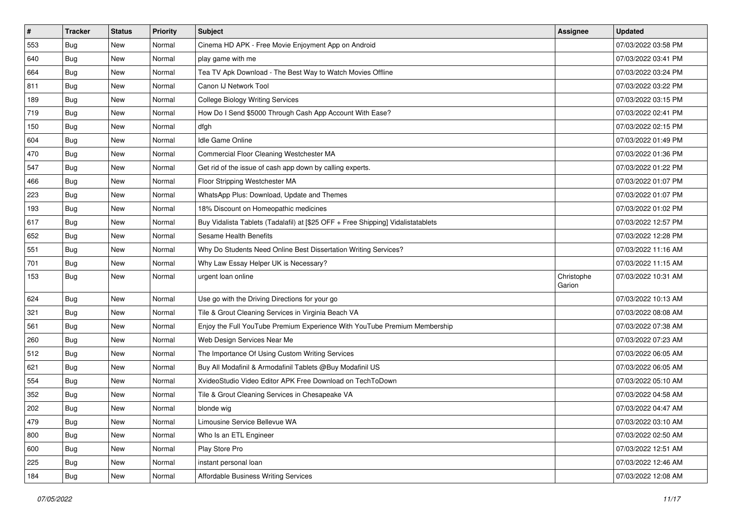| # | Tracker | Status | Priority | Subject | Assignee | Updated |
|---|---|---|---|---|---|---|
| 553 | Bug | New | Normal | Cinema HD APK - Free Movie Enjoyment App on Android | | 07/03/2022 03:58 PM |
| 640 | Bug | New | Normal | play game with me | | 07/03/2022 03:41 PM |
| 664 | Bug | New | Normal | Tea TV Apk Download - The Best Way to Watch Movies Offline | | 07/03/2022 03:24 PM |
| 811 | Bug | New | Normal | Canon IJ Network Tool | | 07/03/2022 03:22 PM |
| 189 | Bug | New | Normal | College Biology Writing Services | | 07/03/2022 03:15 PM |
| 719 | Bug | New | Normal | How Do I Send $5000 Through Cash App Account With Ease? | | 07/03/2022 02:41 PM |
| 150 | Bug | New | Normal | dfgh | | 07/03/2022 02:15 PM |
| 604 | Bug | New | Normal | Idle Game Online | | 07/03/2022 01:49 PM |
| 470 | Bug | New | Normal | Commercial Floor Cleaning Westchester MA | | 07/03/2022 01:36 PM |
| 547 | Bug | New | Normal | Get rid of the issue of cash app down by calling experts. | | 07/03/2022 01:22 PM |
| 466 | Bug | New | Normal | Floor Stripping Westchester MA | | 07/03/2022 01:07 PM |
| 223 | Bug | New | Normal | WhatsApp Plus: Download, Update and Themes | | 07/03/2022 01:07 PM |
| 193 | Bug | New | Normal | 18% Discount on Homeopathic medicines | | 07/03/2022 01:02 PM |
| 617 | Bug | New | Normal | Buy Vidalista Tablets (Tadalafil) at [$25 OFF + Free Shipping] Vidalistatablets | | 07/03/2022 12:57 PM |
| 652 | Bug | New | Normal | Sesame Health Benefits | | 07/03/2022 12:28 PM |
| 551 | Bug | New | Normal | Why Do Students Need Online Best Dissertation Writing Services? | | 07/03/2022 11:16 AM |
| 701 | Bug | New | Normal | Why Law Essay Helper UK is Necessary? | | 07/03/2022 11:15 AM |
| 153 | Bug | New | Normal | urgent loan online | Christophe Garion | 07/03/2022 10:31 AM |
| 624 | Bug | New | Normal | Use go with the Driving Directions for your go | | 07/03/2022 10:13 AM |
| 321 | Bug | New | Normal | Tile & Grout Cleaning Services in Virginia Beach VA | | 07/03/2022 08:08 AM |
| 561 | Bug | New | Normal | Enjoy the Full YouTube Premium Experience With YouTube Premium Membership | | 07/03/2022 07:38 AM |
| 260 | Bug | New | Normal | Web Design Services Near Me | | 07/03/2022 07:23 AM |
| 512 | Bug | New | Normal | The Importance Of Using Custom Writing Services | | 07/03/2022 06:05 AM |
| 621 | Bug | New | Normal | Buy All Modafinil & Armodafinil Tablets @Buy Modafinil US | | 07/03/2022 06:05 AM |
| 554 | Bug | New | Normal | XvideoStudio Video Editor APK Free Download on TechToDown | | 07/03/2022 05:10 AM |
| 352 | Bug | New | Normal | Tile & Grout Cleaning Services in Chesapeake VA | | 07/03/2022 04:58 AM |
| 202 | Bug | New | Normal | blonde wig | | 07/03/2022 04:47 AM |
| 479 | Bug | New | Normal | Limousine Service Bellevue WA | | 07/03/2022 03:10 AM |
| 800 | Bug | New | Normal | Who Is an ETL Engineer | | 07/03/2022 02:50 AM |
| 600 | Bug | New | Normal | Play Store Pro | | 07/03/2022 12:51 AM |
| 225 | Bug | New | Normal | instant personal loan | | 07/03/2022 12:46 AM |
| 184 | Bug | New | Normal | Affordable Business Writing Services | | 07/03/2022 12:08 AM |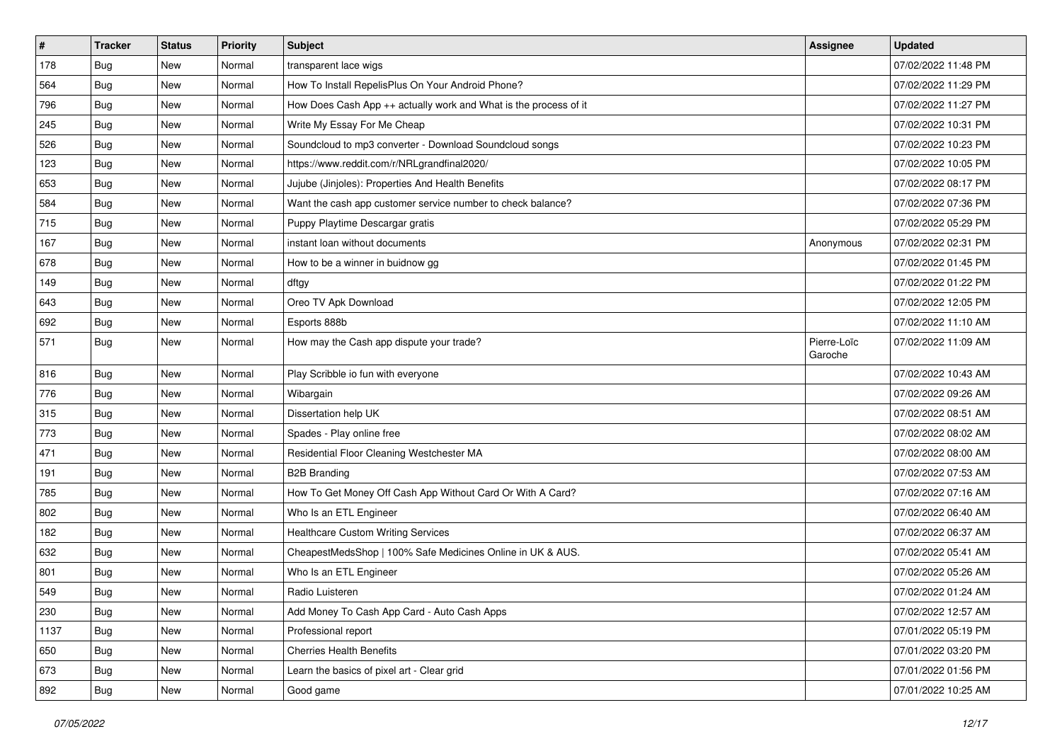| # | Tracker | Status | Priority | Subject | Assignee | Updated |
|---|---|---|---|---|---|---|
| 178 | Bug | New | Normal | transparent lace wigs | | 07/02/2022 11:48 PM |
| 564 | Bug | New | Normal | How To Install RepelisPlus On Your Android Phone? | | 07/02/2022 11:29 PM |
| 796 | Bug | New | Normal | How Does Cash App ++ actually work and What is the process of it | | 07/02/2022 11:27 PM |
| 245 | Bug | New | Normal | Write My Essay For Me Cheap | | 07/02/2022 10:31 PM |
| 526 | Bug | New | Normal | Soundcloud to mp3 converter - Download Soundcloud songs | | 07/02/2022 10:23 PM |
| 123 | Bug | New | Normal | https://www.reddit.com/r/NRLgrandfinal2020/ | | 07/02/2022 10:05 PM |
| 653 | Bug | New | Normal | Jujube (Jinjoles): Properties And Health Benefits | | 07/02/2022 08:17 PM |
| 584 | Bug | New | Normal | Want the cash app customer service number to check balance? | | 07/02/2022 07:36 PM |
| 715 | Bug | New | Normal | Puppy Playtime Descargar gratis | | 07/02/2022 05:29 PM |
| 167 | Bug | New | Normal | instant loan without documents | Anonymous | 07/02/2022 02:31 PM |
| 678 | Bug | New | Normal | How to be a winner in buidnow gg | | 07/02/2022 01:45 PM |
| 149 | Bug | New | Normal | dftgy | | 07/02/2022 01:22 PM |
| 643 | Bug | New | Normal | Oreo TV Apk Download | | 07/02/2022 12:05 PM |
| 692 | Bug | New | Normal | Esports 888b | | 07/02/2022 11:10 AM |
| 571 | Bug | New | Normal | How may the Cash app dispute your trade? | Pierre-Loïc Garoche | 07/02/2022 11:09 AM |
| 816 | Bug | New | Normal | Play Scribble io fun with everyone | | 07/02/2022 10:43 AM |
| 776 | Bug | New | Normal | Wibargain | | 07/02/2022 09:26 AM |
| 315 | Bug | New | Normal | Dissertation help UK | | 07/02/2022 08:51 AM |
| 773 | Bug | New | Normal | Spades - Play online free | | 07/02/2022 08:02 AM |
| 471 | Bug | New | Normal | Residential Floor Cleaning Westchester MA | | 07/02/2022 08:00 AM |
| 191 | Bug | New | Normal | B2B Branding | | 07/02/2022 07:53 AM |
| 785 | Bug | New | Normal | How To Get Money Off Cash App Without Card Or With A Card? | | 07/02/2022 07:16 AM |
| 802 | Bug | New | Normal | Who Is an ETL Engineer | | 07/02/2022 06:40 AM |
| 182 | Bug | New | Normal | Healthcare Custom Writing Services | | 07/02/2022 06:37 AM |
| 632 | Bug | New | Normal | CheapestMedsShop | 100% Safe Medicines Online in UK & AUS. | | 07/02/2022 05:41 AM |
| 801 | Bug | New | Normal | Who Is an ETL Engineer | | 07/02/2022 05:26 AM |
| 549 | Bug | New | Normal | Radio Luisteren | | 07/02/2022 01:24 AM |
| 230 | Bug | New | Normal | Add Money To Cash App Card - Auto Cash Apps | | 07/02/2022 12:57 AM |
| 1137 | Bug | New | Normal | Professional report | | 07/01/2022 05:19 PM |
| 650 | Bug | New | Normal | Cherries Health Benefits | | 07/01/2022 03:20 PM |
| 673 | Bug | New | Normal | Learn the basics of pixel art - Clear grid | | 07/01/2022 01:56 PM |
| 892 | Bug | New | Normal | Good game | | 07/01/2022 10:25 AM |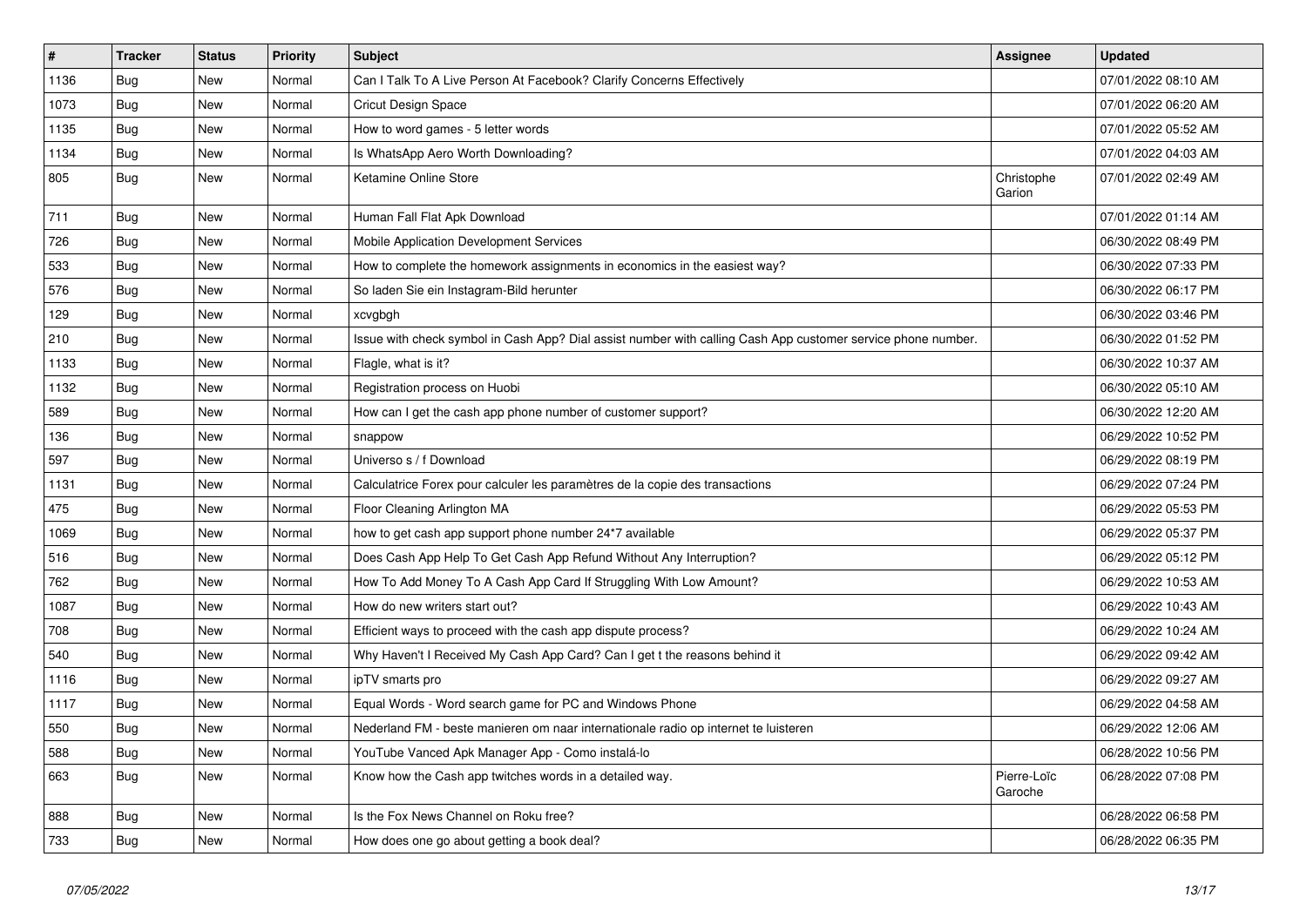| # | Tracker | Status | Priority | Subject | Assignee | Updated |
|---|---|---|---|---|---|---|
| 1136 | Bug | New | Normal | Can I Talk To A Live Person At Facebook? Clarify Concerns Effectively | | 07/01/2022 08:10 AM |
| 1073 | Bug | New | Normal | Cricut Design Space | | 07/01/2022 06:20 AM |
| 1135 | Bug | New | Normal | How to word games - 5 letter words | | 07/01/2022 05:52 AM |
| 1134 | Bug | New | Normal | Is WhatsApp Aero Worth Downloading? | | 07/01/2022 04:03 AM |
| 805 | Bug | New | Normal | Ketamine Online Store | Christophe Garion | 07/01/2022 02:49 AM |
| 711 | Bug | New | Normal | Human Fall Flat Apk Download | | 07/01/2022 01:14 AM |
| 726 | Bug | New | Normal | Mobile Application Development Services | | 06/30/2022 08:49 PM |
| 533 | Bug | New | Normal | How to complete the homework assignments in economics in the easiest way? | | 06/30/2022 07:33 PM |
| 576 | Bug | New | Normal | So laden Sie ein Instagram-Bild herunter | | 06/30/2022 06:17 PM |
| 129 | Bug | New | Normal | xcvgbgh | | 06/30/2022 03:46 PM |
| 210 | Bug | New | Normal | Issue with check symbol in Cash App? Dial assist number with calling Cash App customer service phone number. | | 06/30/2022 01:52 PM |
| 1133 | Bug | New | Normal | Flagle, what is it? | | 06/30/2022 10:37 AM |
| 1132 | Bug | New | Normal | Registration process on Huobi | | 06/30/2022 05:10 AM |
| 589 | Bug | New | Normal | How can I get the cash app phone number of customer support? | | 06/30/2022 12:20 AM |
| 136 | Bug | New | Normal | snappow | | 06/29/2022 10:52 PM |
| 597 | Bug | New | Normal | Universo s / f Download | | 06/29/2022 08:19 PM |
| 1131 | Bug | New | Normal | Calculatrice Forex pour calculer les paramètres de la copie des transactions | | 06/29/2022 07:24 PM |
| 475 | Bug | New | Normal | Floor Cleaning Arlington MA | | 06/29/2022 05:53 PM |
| 1069 | Bug | New | Normal | how to get cash app support phone number 24*7 available | | 06/29/2022 05:37 PM |
| 516 | Bug | New | Normal | Does Cash App Help To Get Cash App Refund Without Any Interruption? | | 06/29/2022 05:12 PM |
| 762 | Bug | New | Normal | How To Add Money To A Cash App Card If Struggling With Low Amount? | | 06/29/2022 10:53 AM |
| 1087 | Bug | New | Normal | How do new writers start out? | | 06/29/2022 10:43 AM |
| 708 | Bug | New | Normal | Efficient ways to proceed with the cash app dispute process? | | 06/29/2022 10:24 AM |
| 540 | Bug | New | Normal | Why Haven't I Received My Cash App Card? Can I get t the reasons behind it | | 06/29/2022 09:42 AM |
| 1116 | Bug | New | Normal | ipTV smarts pro | | 06/29/2022 09:27 AM |
| 1117 | Bug | New | Normal | Equal Words - Word search game for PC and Windows Phone | | 06/29/2022 04:58 AM |
| 550 | Bug | New | Normal | Nederland FM - beste manieren om naar internationale radio op internet te luisteren | | 06/29/2022 12:06 AM |
| 588 | Bug | New | Normal | YouTube Vanced Apk Manager App - Como instalá-lo | | 06/28/2022 10:56 PM |
| 663 | Bug | New | Normal | Know how the Cash app twitches words in a detailed way. | Pierre-Loïc Garoche | 06/28/2022 07:08 PM |
| 888 | Bug | New | Normal | Is the Fox News Channel on Roku free? | | 06/28/2022 06:58 PM |
| 733 | Bug | New | Normal | How does one go about getting a book deal? | | 06/28/2022 06:35 PM |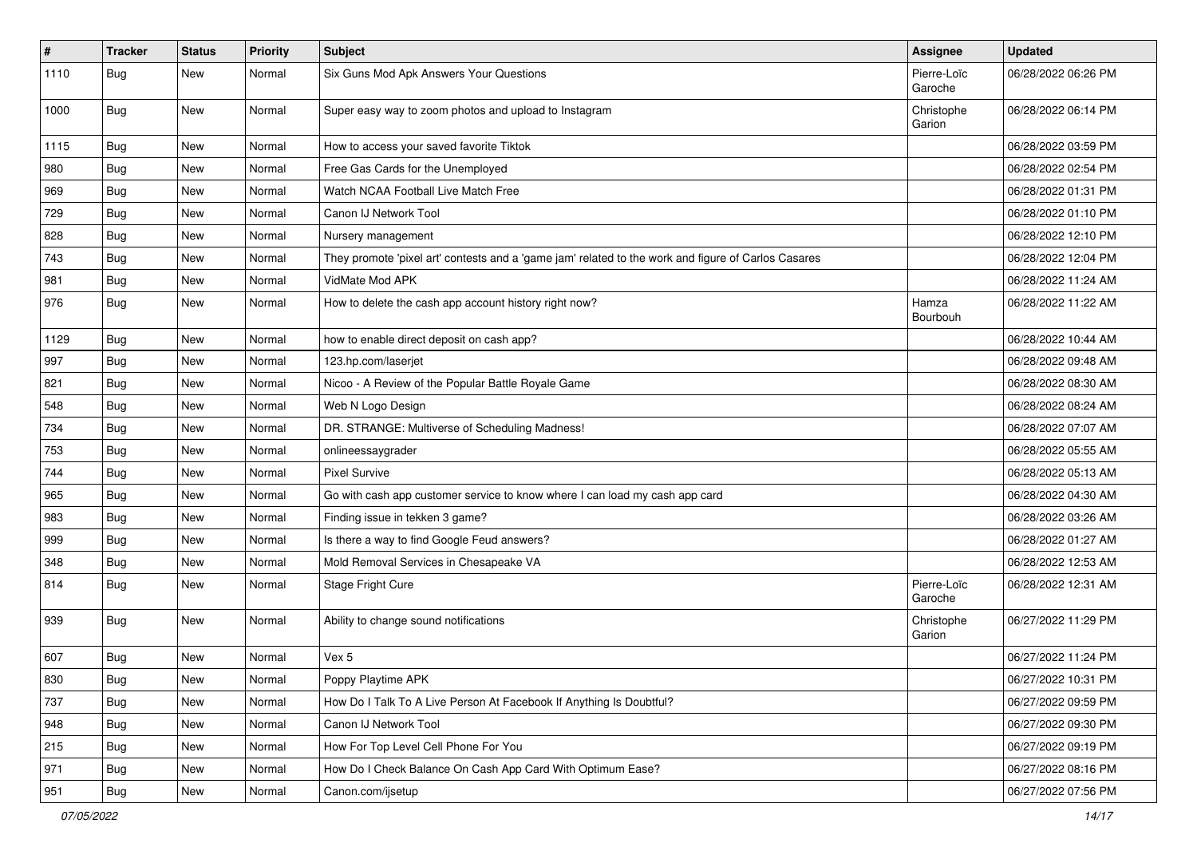| # | Tracker | Status | Priority | Subject | Assignee | Updated |
|---|---|---|---|---|---|---|
| 1110 | Bug | New | Normal | Six Guns Mod Apk Answers Your Questions | Pierre-Loïc Garoche | 06/28/2022 06:26 PM |
| 1000 | Bug | New | Normal | Super easy way to zoom photos and upload to Instagram | Christophe Garion | 06/28/2022 06:14 PM |
| 1115 | Bug | New | Normal | How to access your saved favorite Tiktok | | 06/28/2022 03:59 PM |
| 980 | Bug | New | Normal | Free Gas Cards for the Unemployed | | 06/28/2022 02:54 PM |
| 969 | Bug | New | Normal | Watch NCAA Football Live Match Free | | 06/28/2022 01:31 PM |
| 729 | Bug | New | Normal | Canon IJ Network Tool | | 06/28/2022 01:10 PM |
| 828 | Bug | New | Normal | Nursery management | | 06/28/2022 12:10 PM |
| 743 | Bug | New | Normal | They promote 'pixel art' contests and a 'game jam' related to the work and figure of Carlos Casares | | 06/28/2022 12:04 PM |
| 981 | Bug | New | Normal | VidMate Mod APK | | 06/28/2022 11:24 AM |
| 976 | Bug | New | Normal | How to delete the cash app account history right now? | Hamza Bourbouh | 06/28/2022 11:22 AM |
| 1129 | Bug | New | Normal | how to enable direct deposit on cash app? | | 06/28/2022 10:44 AM |
| 997 | Bug | New | Normal | 123.hp.com/laserjet | | 06/28/2022 09:48 AM |
| 821 | Bug | New | Normal | Nicoo - A Review of the Popular Battle Royale Game | | 06/28/2022 08:30 AM |
| 548 | Bug | New | Normal | Web N Logo Design | | 06/28/2022 08:24 AM |
| 734 | Bug | New | Normal | DR. STRANGE: Multiverse of Scheduling Madness! | | 06/28/2022 07:07 AM |
| 753 | Bug | New | Normal | onlineessaygrader | | 06/28/2022 05:55 AM |
| 744 | Bug | New | Normal | Pixel Survive | | 06/28/2022 05:13 AM |
| 965 | Bug | New | Normal | Go with cash app customer service to know where I can load my cash app card | | 06/28/2022 04:30 AM |
| 983 | Bug | New | Normal | Finding issue in tekken 3 game? | | 06/28/2022 03:26 AM |
| 999 | Bug | New | Normal | Is there a way to find Google Feud answers? | | 06/28/2022 01:27 AM |
| 348 | Bug | New | Normal | Mold Removal Services in Chesapeake VA | | 06/28/2022 12:53 AM |
| 814 | Bug | New | Normal | Stage Fright Cure | Pierre-Loïc Garoche | 06/28/2022 12:31 AM |
| 939 | Bug | New | Normal | Ability to change sound notifications | Christophe Garion | 06/27/2022 11:29 PM |
| 607 | Bug | New | Normal | Vex 5 | | 06/27/2022 11:24 PM |
| 830 | Bug | New | Normal | Poppy Playtime APK | | 06/27/2022 10:31 PM |
| 737 | Bug | New | Normal | How Do I Talk To A Live Person At Facebook If Anything Is Doubtful? | | 06/27/2022 09:59 PM |
| 948 | Bug | New | Normal | Canon IJ Network Tool | | 06/27/2022 09:30 PM |
| 215 | Bug | New | Normal | How For Top Level Cell Phone For You | | 06/27/2022 09:19 PM |
| 971 | Bug | New | Normal | How Do I Check Balance On Cash App Card With Optimum Ease? | | 06/27/2022 08:16 PM |
| 951 | Bug | New | Normal | Canon.com/ijsetup | | 06/27/2022 07:56 PM |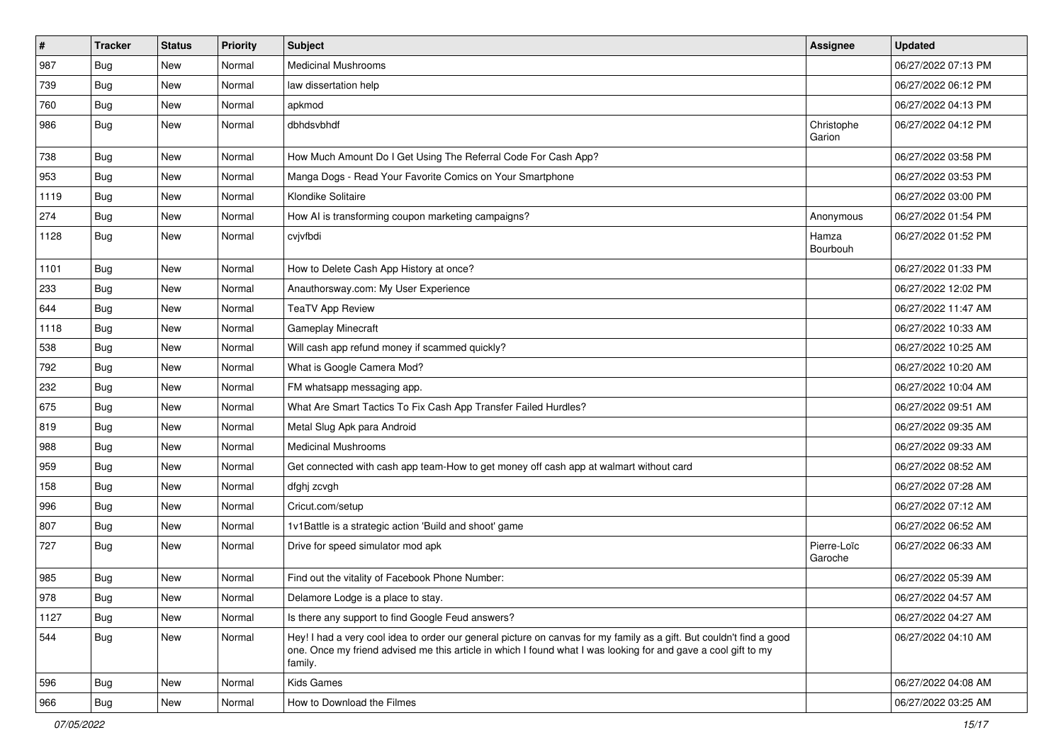| # | Tracker | Status | Priority | Subject | Assignee | Updated |
|---|---|---|---|---|---|---|
| 987 | Bug | New | Normal | Medicinal Mushrooms | | 06/27/2022 07:13 PM |
| 739 | Bug | New | Normal | law dissertation help | | 06/27/2022 06:12 PM |
| 760 | Bug | New | Normal | apkmod | | 06/27/2022 04:13 PM |
| 986 | Bug | New | Normal | dbhdsvbhdf | Christophe Garion | 06/27/2022 04:12 PM |
| 738 | Bug | New | Normal | How Much Amount Do I Get Using The Referral Code For Cash App? | | 06/27/2022 03:58 PM |
| 953 | Bug | New | Normal | Manga Dogs - Read Your Favorite Comics on Your Smartphone | | 06/27/2022 03:53 PM |
| 1119 | Bug | New | Normal | Klondike Solitaire | | 06/27/2022 03:00 PM |
| 274 | Bug | New | Normal | How AI is transforming coupon marketing campaigns? | Anonymous | 06/27/2022 01:54 PM |
| 1128 | Bug | New | Normal | cvjvfbdi | Hamza Bourbouh | 06/27/2022 01:52 PM |
| 1101 | Bug | New | Normal | How to Delete Cash App History at once? | | 06/27/2022 01:33 PM |
| 233 | Bug | New | Normal | Anauthorsway.com: My User Experience | | 06/27/2022 12:02 PM |
| 644 | Bug | New | Normal | TeaTV App Review | | 06/27/2022 11:47 AM |
| 1118 | Bug | New | Normal | Gameplay Minecraft | | 06/27/2022 10:33 AM |
| 538 | Bug | New | Normal | Will cash app refund money if scammed quickly? | | 06/27/2022 10:25 AM |
| 792 | Bug | New | Normal | What is Google Camera Mod? | | 06/27/2022 10:20 AM |
| 232 | Bug | New | Normal | FM whatsapp messaging app. | | 06/27/2022 10:04 AM |
| 675 | Bug | New | Normal | What Are Smart Tactics To Fix Cash App Transfer Failed Hurdles? | | 06/27/2022 09:51 AM |
| 819 | Bug | New | Normal | Metal Slug Apk para Android | | 06/27/2022 09:35 AM |
| 988 | Bug | New | Normal | Medicinal Mushrooms | | 06/27/2022 09:33 AM |
| 959 | Bug | New | Normal | Get connected with cash app team-How to get money off cash app at walmart without card | | 06/27/2022 08:52 AM |
| 158 | Bug | New | Normal | dfghj zcvgh | | 06/27/2022 07:28 AM |
| 996 | Bug | New | Normal | Cricut.com/setup | | 06/27/2022 07:12 AM |
| 807 | Bug | New | Normal | 1v1Battle is a strategic action 'Build and shoot' game | | 06/27/2022 06:52 AM |
| 727 | Bug | New | Normal | Drive for speed simulator mod apk | Pierre-Loïc Garoche | 06/27/2022 06:33 AM |
| 985 | Bug | New | Normal | Find out the vitality of Facebook Phone Number: | | 06/27/2022 05:39 AM |
| 978 | Bug | New | Normal | Delamore Lodge is a place to stay. | | 06/27/2022 04:57 AM |
| 1127 | Bug | New | Normal | Is there any support to find Google Feud answers? | | 06/27/2022 04:27 AM |
| 544 | Bug | New | Normal | Hey! I had a very cool idea to order our general picture on canvas for my family as a gift. But couldn't find a good one. Once my friend advised me this article in which I found what I was looking for and gave a cool gift to my family. | | 06/27/2022 04:10 AM |
| 596 | Bug | New | Normal | Kids Games | | 06/27/2022 04:08 AM |
| 966 | Bug | New | Normal | How to Download the Filmes | | 06/27/2022 03:25 AM |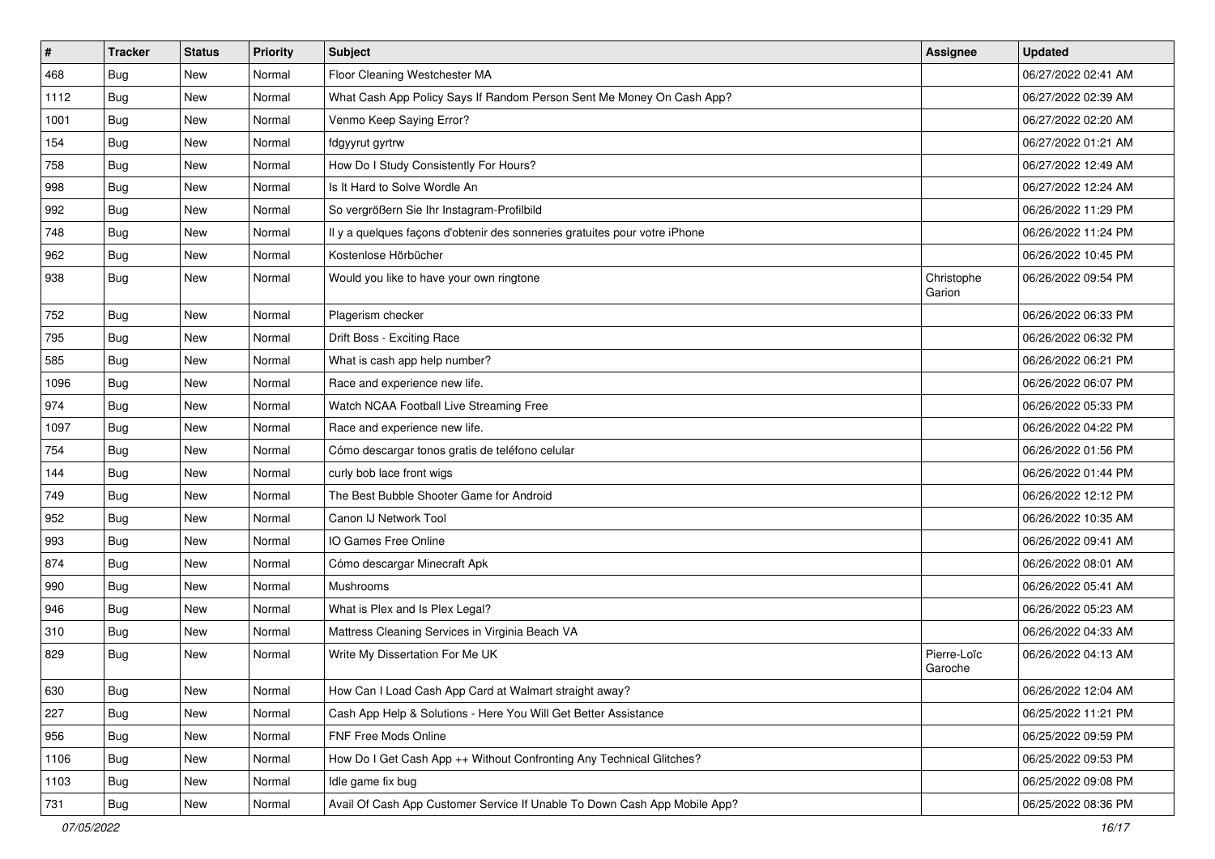| # | Tracker | Status | Priority | Subject | Assignee | Updated |
|---|---|---|---|---|---|---|
| 468 | Bug | New | Normal | Floor Cleaning Westchester MA | | 06/27/2022 02:41 AM |
| 1112 | Bug | New | Normal | What Cash App Policy Says If Random Person Sent Me Money On Cash App? | | 06/27/2022 02:39 AM |
| 1001 | Bug | New | Normal | Venmo Keep Saying Error? | | 06/27/2022 02:20 AM |
| 154 | Bug | New | Normal | fdgyyrut gyrtrw | | 06/27/2022 01:21 AM |
| 758 | Bug | New | Normal | How Do I Study Consistently For Hours? | | 06/27/2022 12:49 AM |
| 998 | Bug | New | Normal | Is It Hard to Solve Wordle An | | 06/27/2022 12:24 AM |
| 992 | Bug | New | Normal | So vergrößern Sie Ihr Instagram-Profilbild | | 06/26/2022 11:29 PM |
| 748 | Bug | New | Normal | Il y a quelques façons d'obtenir des sonneries gratuites pour votre iPhone | | 06/26/2022 11:24 PM |
| 962 | Bug | New | Normal | Kostenlose Hörbücher | | 06/26/2022 10:45 PM |
| 938 | Bug | New | Normal | Would you like to have your own ringtone | Christophe Garion | 06/26/2022 09:54 PM |
| 752 | Bug | New | Normal | Plagerism checker | | 06/26/2022 06:33 PM |
| 795 | Bug | New | Normal | Drift Boss - Exciting Race | | 06/26/2022 06:32 PM |
| 585 | Bug | New | Normal | What is cash app help number? | | 06/26/2022 06:21 PM |
| 1096 | Bug | New | Normal | Race and experience new life. | | 06/26/2022 06:07 PM |
| 974 | Bug | New | Normal | Watch NCAA Football Live Streaming Free | | 06/26/2022 05:33 PM |
| 1097 | Bug | New | Normal | Race and experience new life. | | 06/26/2022 04:22 PM |
| 754 | Bug | New | Normal | Cómo descargar tonos gratis de teléfono celular | | 06/26/2022 01:56 PM |
| 144 | Bug | New | Normal | curly bob lace front wigs | | 06/26/2022 01:44 PM |
| 749 | Bug | New | Normal | The Best Bubble Shooter Game for Android | | 06/26/2022 12:12 PM |
| 952 | Bug | New | Normal | Canon IJ Network Tool | | 06/26/2022 10:35 AM |
| 993 | Bug | New | Normal | IO Games Free Online | | 06/26/2022 09:41 AM |
| 874 | Bug | New | Normal | Cómo descargar Minecraft Apk | | 06/26/2022 08:01 AM |
| 990 | Bug | New | Normal | Mushrooms | | 06/26/2022 05:41 AM |
| 946 | Bug | New | Normal | What is Plex and Is Plex Legal? | | 06/26/2022 05:23 AM |
| 310 | Bug | New | Normal | Mattress Cleaning Services in Virginia Beach VA | | 06/26/2022 04:33 AM |
| 829 | Bug | New | Normal | Write My Dissertation For Me UK | Pierre-Loïc Garoche | 06/26/2022 04:13 AM |
| 630 | Bug | New | Normal | How Can I Load Cash App Card at Walmart straight away? | | 06/26/2022 12:04 AM |
| 227 | Bug | New | Normal | Cash App Help & Solutions - Here You Will Get Better Assistance | | 06/25/2022 11:21 PM |
| 956 | Bug | New | Normal | FNF Free Mods Online | | 06/25/2022 09:59 PM |
| 1106 | Bug | New | Normal | How Do I Get Cash App ++ Without Confronting Any Technical Glitches? | | 06/25/2022 09:53 PM |
| 1103 | Bug | New | Normal | Idle game fix bug | | 06/25/2022 09:08 PM |
| 731 | Bug | New | Normal | Avail Of Cash App Customer Service If Unable To Down Cash App Mobile App? | | 06/25/2022 08:36 PM |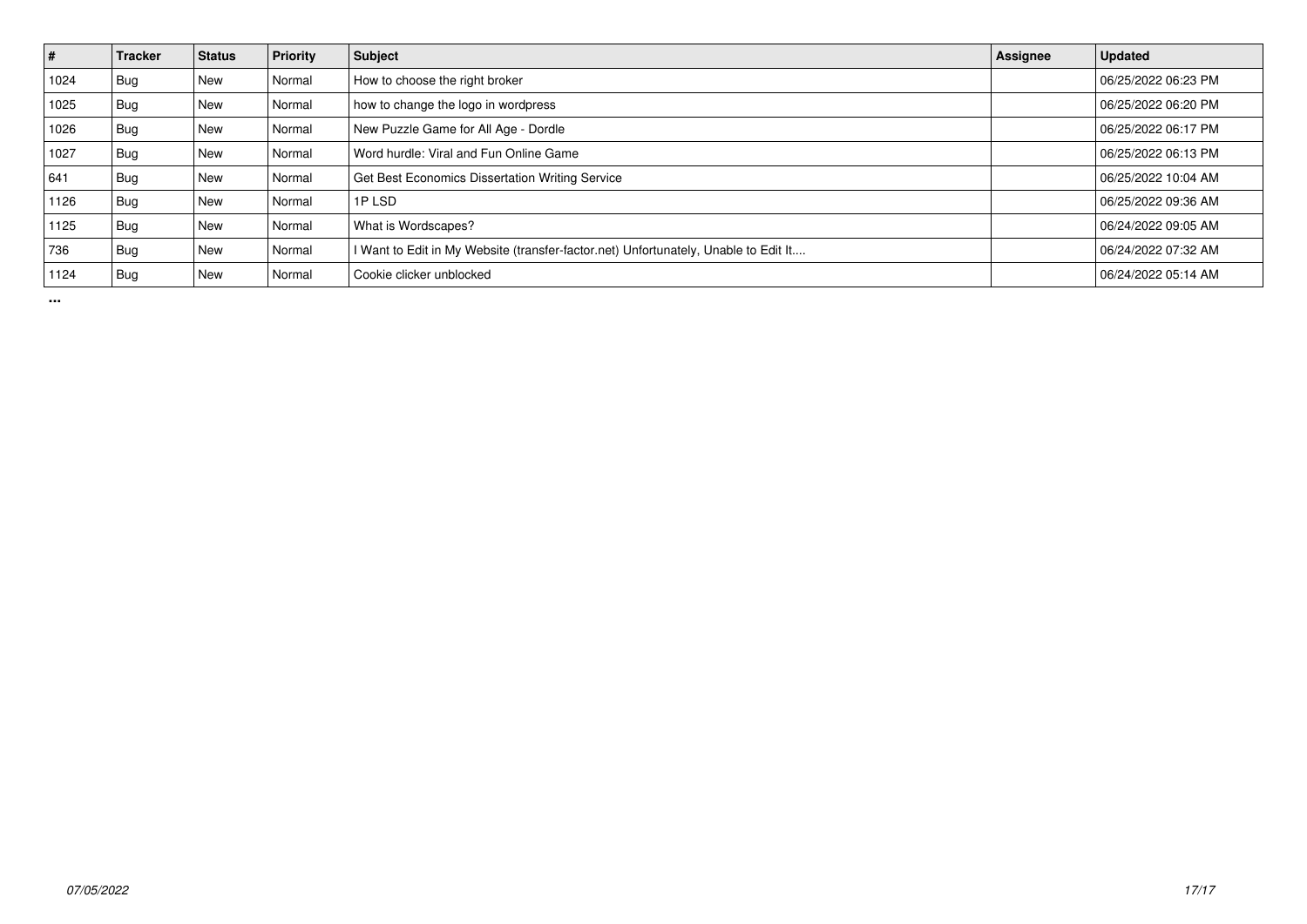| # | Tracker | Status | Priority | Subject | Assignee | Updated |
|---|---|---|---|---|---|---|
| 1024 | Bug | New | Normal | How to choose the right broker | | 06/25/2022 06:23 PM |
| 1025 | Bug | New | Normal | how to change the logo in wordpress | | 06/25/2022 06:20 PM |
| 1026 | Bug | New | Normal | New Puzzle Game for All Age - Dordle | | 06/25/2022 06:17 PM |
| 1027 | Bug | New | Normal | Word hurdle: Viral and Fun Online Game | | 06/25/2022 06:13 PM |
| 641 | Bug | New | Normal | Get Best Economics Dissertation Writing Service | | 06/25/2022 10:04 AM |
| 1126 | Bug | New | Normal | 1P LSD | | 06/25/2022 09:36 AM |
| 1125 | Bug | New | Normal | What is Wordscapes? | | 06/24/2022 09:05 AM |
| 736 | Bug | New | Normal | I Want to Edit in My Website (transfer-factor.net) Unfortunately, Unable to Edit It.... | | 06/24/2022 07:32 AM |
| 1124 | Bug | New | Normal | Cookie clicker unblocked | | 06/24/2022 05:14 AM |

...